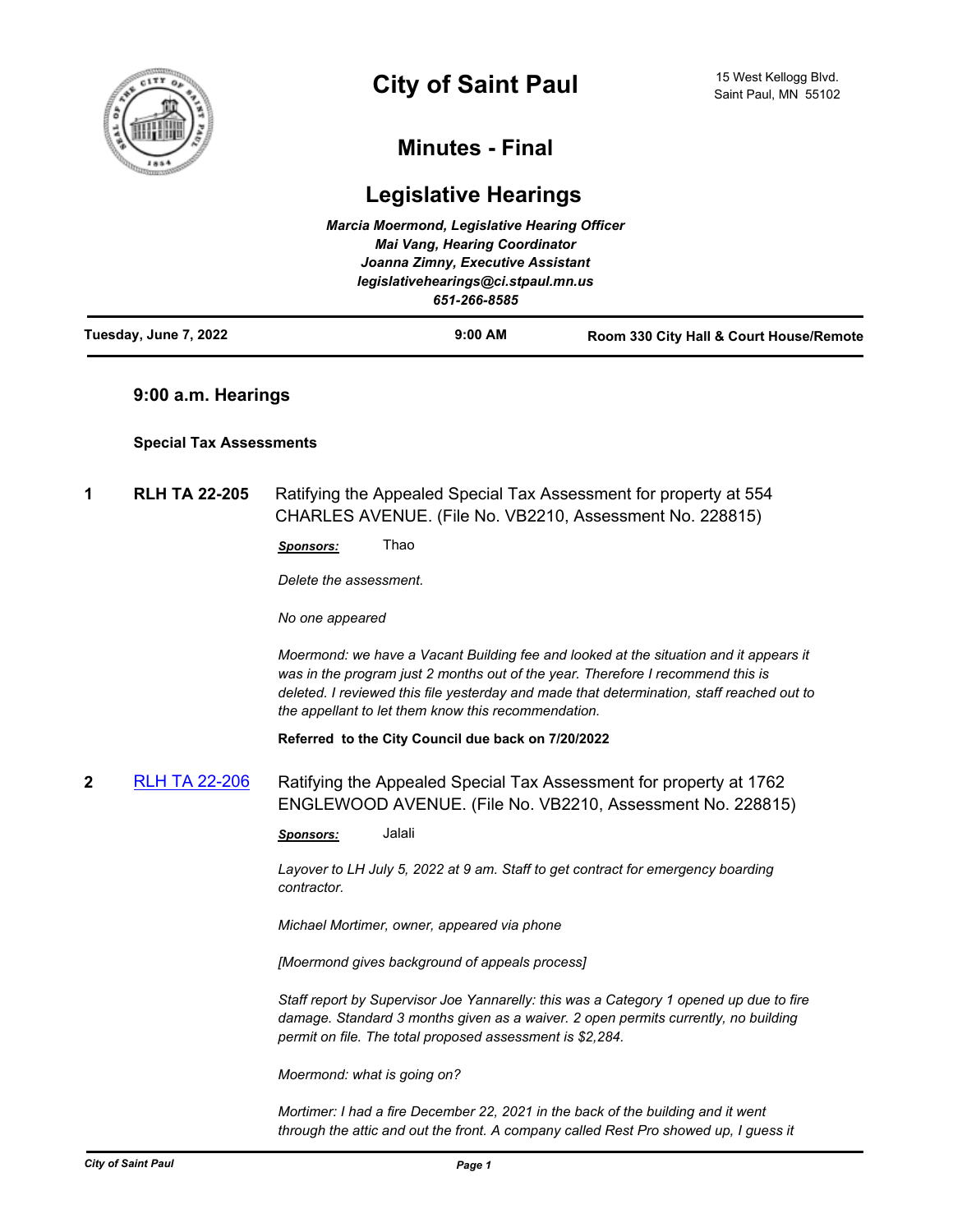# City of Saint Paul

15 West Kellogg Blvd.
Saint Paul, MN 55102

## Minutes - Final

## Legislative Hearings

*Marcia Moermond, Legislative Hearing Officer*
*Mai Vang, Hearing Coordinator*
*Joanna Zimny, Executive Assistant*
*legislativehearings@ci.stpaul.mn.us*
*651-266-8585*

**Tuesday, June 7, 2022** **9:00 AM** **Room 330 City Hall & Court House/Remote**

### 9:00 a.m. Hearings

**Special Tax Assessments**

**1 RLH TA 22-205** Ratifying the Appealed Special Tax Assessment for property at 554 CHARLES AVENUE. (File No. VB2210, Assessment No. 228815)

***Sponsors:*** Thao

*Delete the assessment.*

*No one appeared*

*Moermond: we have a Vacant Building fee and looked at the situation and it appears it was in the program just 2 months out of the year. Therefore I recommend this is deleted. I reviewed this file yesterday and made that determination, staff reached out to the appellant to let them know this recommendation.*

**Referred to the City Council due back on 7/20/2022**

**2 RLH TA 22-206** Ratifying the Appealed Special Tax Assessment for property at 1762 ENGLEWOOD AVENUE. (File No. VB2210, Assessment No. 228815)

***Sponsors:*** Jalali

*Layover to LH July 5, 2022 at 9 am. Staff to get contract for emergency boarding contractor.*

*Michael Mortimer, owner, appeared via phone*

*[Moermond gives background of appeals process]*

*Staff report by Supervisor Joe Yannarelly: this was a Category 1 opened up due to fire damage. Standard 3 months given as a waiver. 2 open permits currently, no building permit on file. The total proposed assessment is $2,284.*

*Moermond: what is going on?*

*Mortimer: I had a fire December 22, 2021 in the back of the building and it went through the attic and out the front. A company called Rest Pro showed up, I guess it*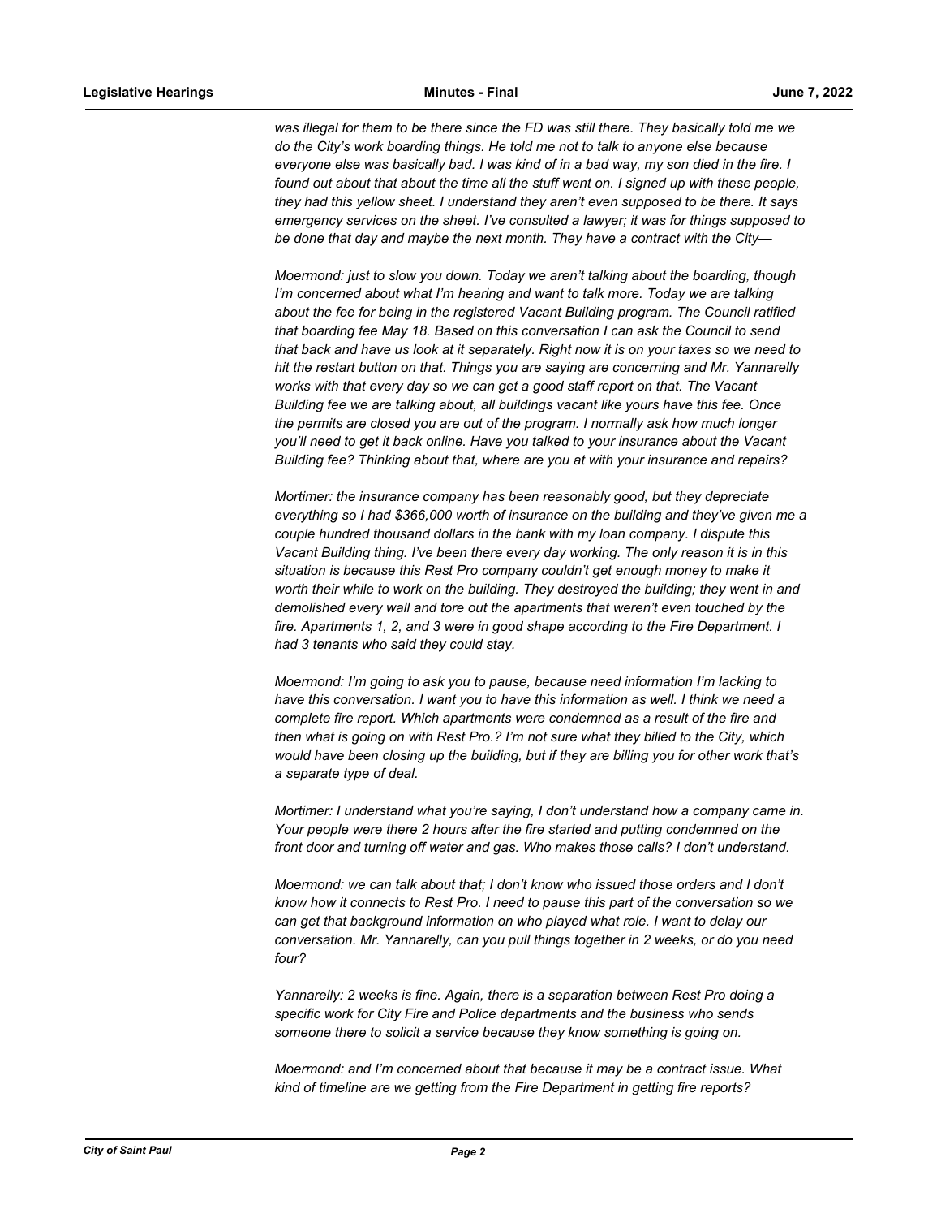*was illegal for them to be there since the FD was still there. They basically told me we do the City's work boarding things. He told me not to talk to anyone else because everyone else was basically bad. I was kind of in a bad way, my son died in the fire. I found out about that about the time all the stuff went on. I signed up with these people, they had this yellow sheet. I understand they aren't even supposed to be there. It says emergency services on the sheet. I've consulted a lawyer; it was for things supposed to be done that day and maybe the next month. They have a contract with the City—*

*Moermond: just to slow you down. Today we aren't talking about the boarding, though I'm concerned about what I'm hearing and want to talk more. Today we are talking about the fee for being in the registered Vacant Building program. The Council ratified that boarding fee May 18. Based on this conversation I can ask the Council to send that back and have us look at it separately. Right now it is on your taxes so we need to hit the restart button on that. Things you are saying are concerning and Mr. Yannarelly works with that every day so we can get a good staff report on that. The Vacant Building fee we are talking about, all buildings vacant like yours have this fee. Once the permits are closed you are out of the program. I normally ask how much longer you'll need to get it back online. Have you talked to your insurance about the Vacant Building fee? Thinking about that, where are you at with your insurance and repairs?*

*Mortimer: the insurance company has been reasonably good, but they depreciate everything so I had $366,000 worth of insurance on the building and they've given me a couple hundred thousand dollars in the bank with my loan company. I dispute this Vacant Building thing. I've been there every day working. The only reason it is in this situation is because this Rest Pro company couldn't get enough money to make it worth their while to work on the building. They destroyed the building; they went in and demolished every wall and tore out the apartments that weren't even touched by the fire. Apartments 1, 2, and 3 were in good shape according to the Fire Department. I had 3 tenants who said they could stay.*

*Moermond: I'm going to ask you to pause, because need information I'm lacking to have this conversation. I want you to have this information as well. I think we need a complete fire report. Which apartments were condemned as a result of the fire and then what is going on with Rest Pro.? I'm not sure what they billed to the City, which would have been closing up the building, but if they are billing you for other work that's a separate type of deal.*

*Mortimer: I understand what you're saying, I don't understand how a company came in. Your people were there 2 hours after the fire started and putting condemned on the front door and turning off water and gas. Who makes those calls? I don't understand.*

*Moermond: we can talk about that; I don't know who issued those orders and I don't know how it connects to Rest Pro. I need to pause this part of the conversation so we can get that background information on who played what role. I want to delay our conversation. Mr. Yannarelly, can you pull things together in 2 weeks, or do you need four?*

*Yannarelly: 2 weeks is fine. Again, there is a separation between Rest Pro doing a specific work for City Fire and Police departments and the business who sends someone there to solicit a service because they know something is going on.*

*Moermond: and I'm concerned about that because it may be a contract issue. What kind of timeline are we getting from the Fire Department in getting fire reports?*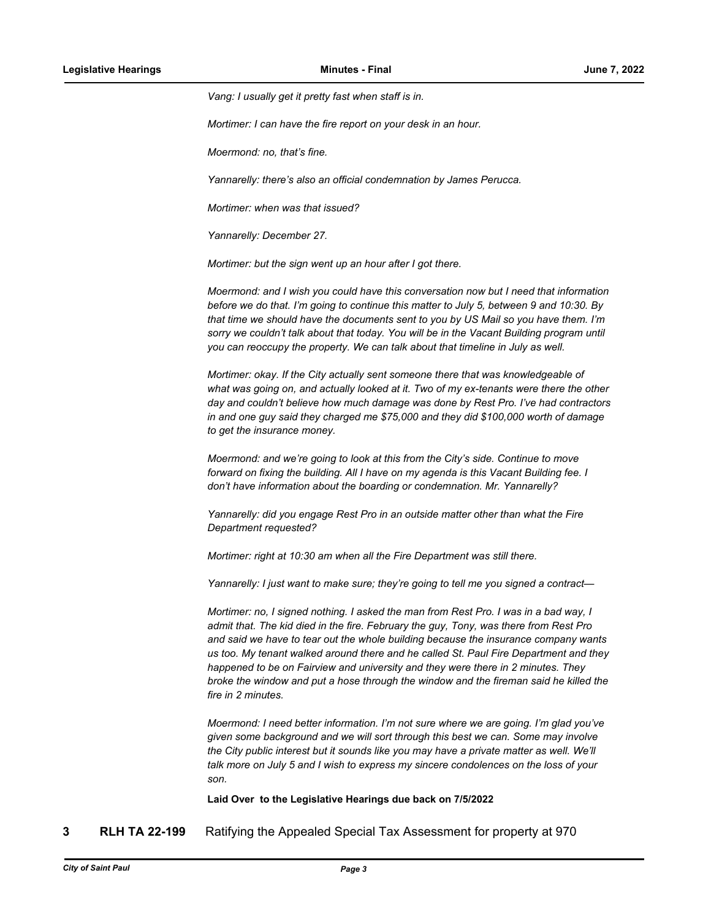*Vang: I usually get it pretty fast when staff is in.*

*Mortimer: I can have the fire report on your desk in an hour.*

*Moermond: no, that's fine.*

*Yannarelly: there's also an official condemnation by James Perucca.*

*Mortimer: when was that issued?*

*Yannarelly: December 27.*

*Mortimer: but the sign went up an hour after I got there.*

*Moermond: and I wish you could have this conversation now but I need that information before we do that. I'm going to continue this matter to July 5, between 9 and 10:30. By that time we should have the documents sent to you by US Mail so you have them. I'm sorry we couldn't talk about that today. You will be in the Vacant Building program until you can reoccupy the property. We can talk about that timeline in July as well.*

*Mortimer: okay. If the City actually sent someone there that was knowledgeable of what was going on, and actually looked at it. Two of my ex-tenants were there the other day and couldn't believe how much damage was done by Rest Pro. I've had contractors in and one guy said they charged me $75,000 and they did $100,000 worth of damage to get the insurance money.*

*Moermond: and we're going to look at this from the City's side. Continue to move forward on fixing the building. All I have on my agenda is this Vacant Building fee. I don't have information about the boarding or condemnation. Mr. Yannarelly?*

*Yannarelly: did you engage Rest Pro in an outside matter other than what the Fire Department requested?*

*Mortimer: right at 10:30 am when all the Fire Department was still there.*

*Yannarelly: I just want to make sure; they're going to tell me you signed a contract—*

*Mortimer: no, I signed nothing. I asked the man from Rest Pro. I was in a bad way, I admit that. The kid died in the fire. February the guy, Tony, was there from Rest Pro and said we have to tear out the whole building because the insurance company wants us too. My tenant walked around there and he called St. Paul Fire Department and they happened to be on Fairview and university and they were there in 2 minutes. They broke the window and put a hose through the window and the fireman said he killed the fire in 2 minutes.*

*Moermond: I need better information. I'm not sure where we are going. I'm glad you've given some background and we will sort through this best we can. Some may involve the City public interest but it sounds like you may have a private matter as well. We'll talk more on July 5 and I wish to express my sincere condolences on the loss of your son.*

**Laid Over to the Legislative Hearings due back on 7/5/2022**

**3 RLH TA 22-199** Ratifying the Appealed Special Tax Assessment for property at 970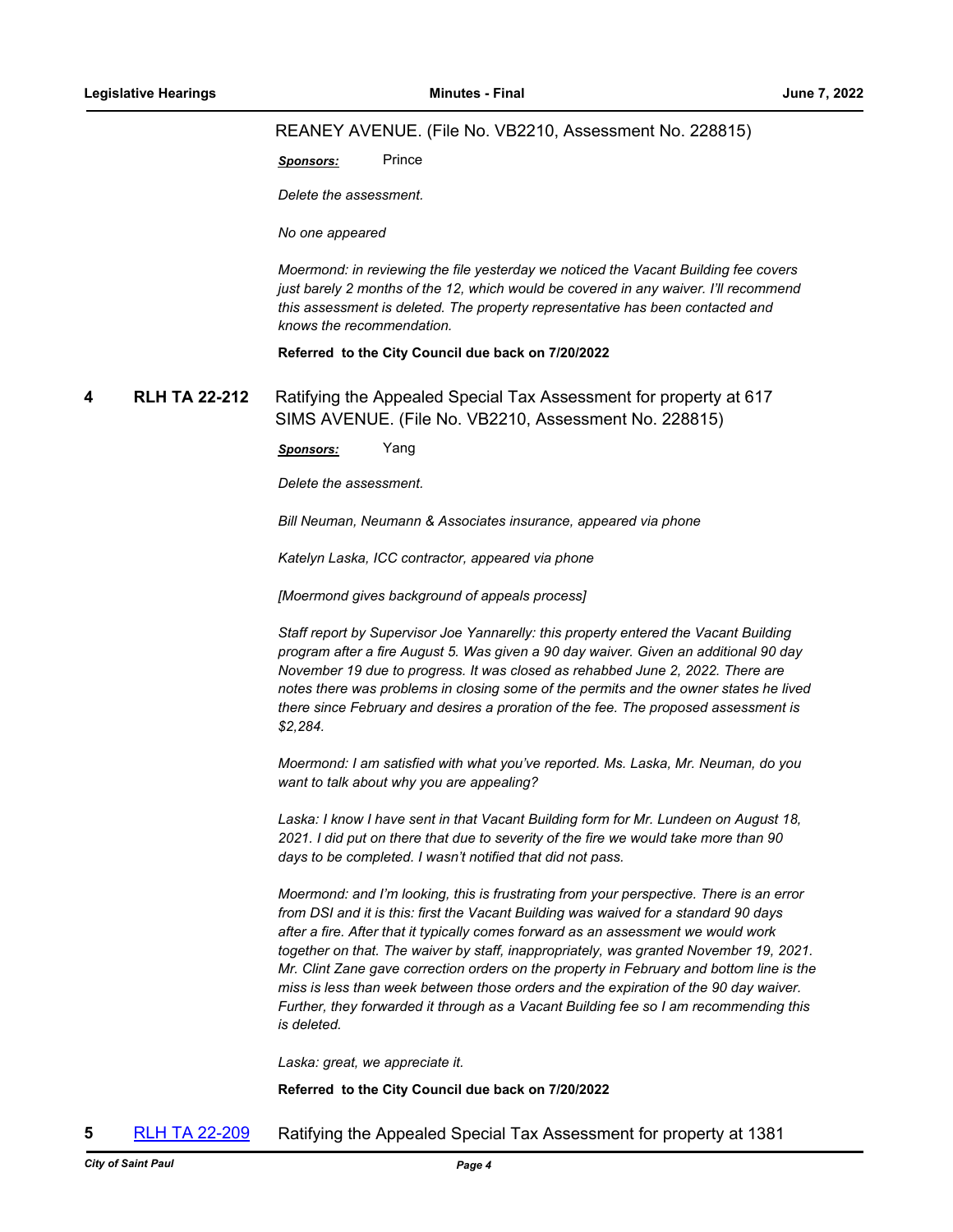REANEY AVENUE. (File No. VB2210, Assessment No. 228815)

***Sponsors:*** Prince

*Delete the assessment.*

*No one appeared*

*Moermond: in reviewing the file yesterday we noticed the Vacant Building fee covers just barely 2 months of the 12, which would be covered in any waiver. I'll recommend this assessment is deleted. The property representative has been contacted and knows the recommendation.*

**Referred to the City Council due back on 7/20/2022**

**4 RLH TA 22-212** Ratifying the Appealed Special Tax Assessment for property at 617 SIMS AVENUE. (File No. VB2210, Assessment No. 228815)

***Sponsors:*** Yang

*Delete the assessment.*

*Bill Neuman, Neumann & Associates insurance, appeared via phone*

*Katelyn Laska, ICC contractor, appeared via phone*

*[Moermond gives background of appeals process]*

*Staff report by Supervisor Joe Yannarelly: this property entered the Vacant Building program after a fire August 5. Was given a 90 day waiver. Given an additional 90 day November 19 due to progress. It was closed as rehabbed June 2, 2022. There are notes there was problems in closing some of the permits and the owner states he lived there since February and desires a proration of the fee. The proposed assessment is $2,284.*

*Moermond: I am satisfied with what you've reported. Ms. Laska, Mr. Neuman, do you want to talk about why you are appealing?*

*Laska: I know I have sent in that Vacant Building form for Mr. Lundeen on August 18, 2021. I did put on there that due to severity of the fire we would take more than 90 days to be completed. I wasn't notified that did not pass.*

*Moermond: and I'm looking, this is frustrating from your perspective. There is an error from DSI and it is this: first the Vacant Building was waived for a standard 90 days after a fire. After that it typically comes forward as an assessment we would work together on that. The waiver by staff, inappropriately, was granted November 19, 2021. Mr. Clint Zane gave correction orders on the property in February and bottom line is the miss is less than week between those orders and the expiration of the 90 day waiver. Further, they forwarded it through as a Vacant Building fee so I am recommending this is deleted.*

*Laska: great, we appreciate it.*

**Referred to the City Council due back on 7/20/2022**

**5** [RLH TA 22-209](RLH TA 22-209) Ratifying the Appealed Special Tax Assessment for property at 1381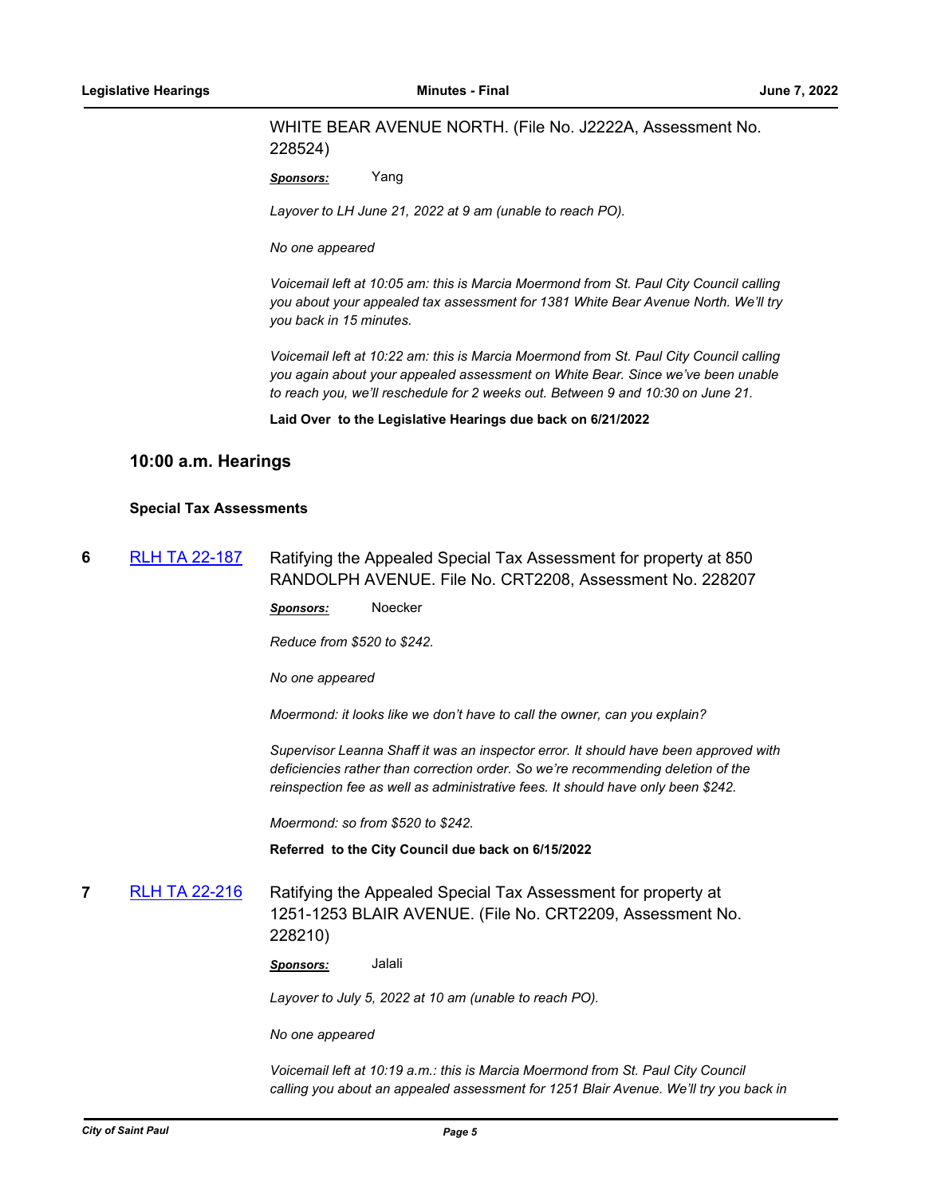WHITE BEAR AVENUE NORTH. (File No. J2222A, Assessment No. 228524)

***Sponsors:*** Yang

*Layover to LH June 21, 2022 at 9 am (unable to reach PO).*

*No one appeared*

*Voicemail left at 10:05 am: this is Marcia Moermond from St. Paul City Council calling you about your appealed tax assessment for 1381 White Bear Avenue North. We'll try you back in 15 minutes.*

*Voicemail left at 10:22 am: this is Marcia Moermond from St. Paul City Council calling you again about your appealed assessment on White Bear. Since we've been unable to reach you, we'll reschedule for 2 weeks out. Between 9 and 10:30 on June 21.*

**Laid Over to the Legislative Hearings due back on 6/21/2022**

## 10:00 a.m. Hearings

### Special Tax Assessments

**6** [RLH TA 22-187](RLH TA 22-187) Ratifying the Appealed Special Tax Assessment for property at 850 RANDOLPH AVENUE. File No. CRT2208, Assessment No. 228207

***Sponsors:*** Noecker

*Reduce from $520 to $242.*

*No one appeared*

*Moermond: it looks like we don't have to call the owner, can you explain?*

*Supervisor Leanna Shaff it was an inspector error. It should have been approved with deficiencies rather than correction order. So we're recommending deletion of the reinspection fee as well as administrative fees. It should have only been $242.*

*Moermond: so from $520 to $242.*

**Referred to the City Council due back on 6/15/2022**

**7** [RLH TA 22-216](RLH TA 22-216) Ratifying the Appealed Special Tax Assessment for property at 1251-1253 BLAIR AVENUE. (File No. CRT2209, Assessment No. 228210)

***Sponsors:*** Jalali

*Layover to July 5, 2022 at 10 am (unable to reach PO).*

*No one appeared*

*Voicemail left at 10:19 a.m.: this is Marcia Moermond from St. Paul City Council calling you about an appealed assessment for 1251 Blair Avenue. We'll try you back in*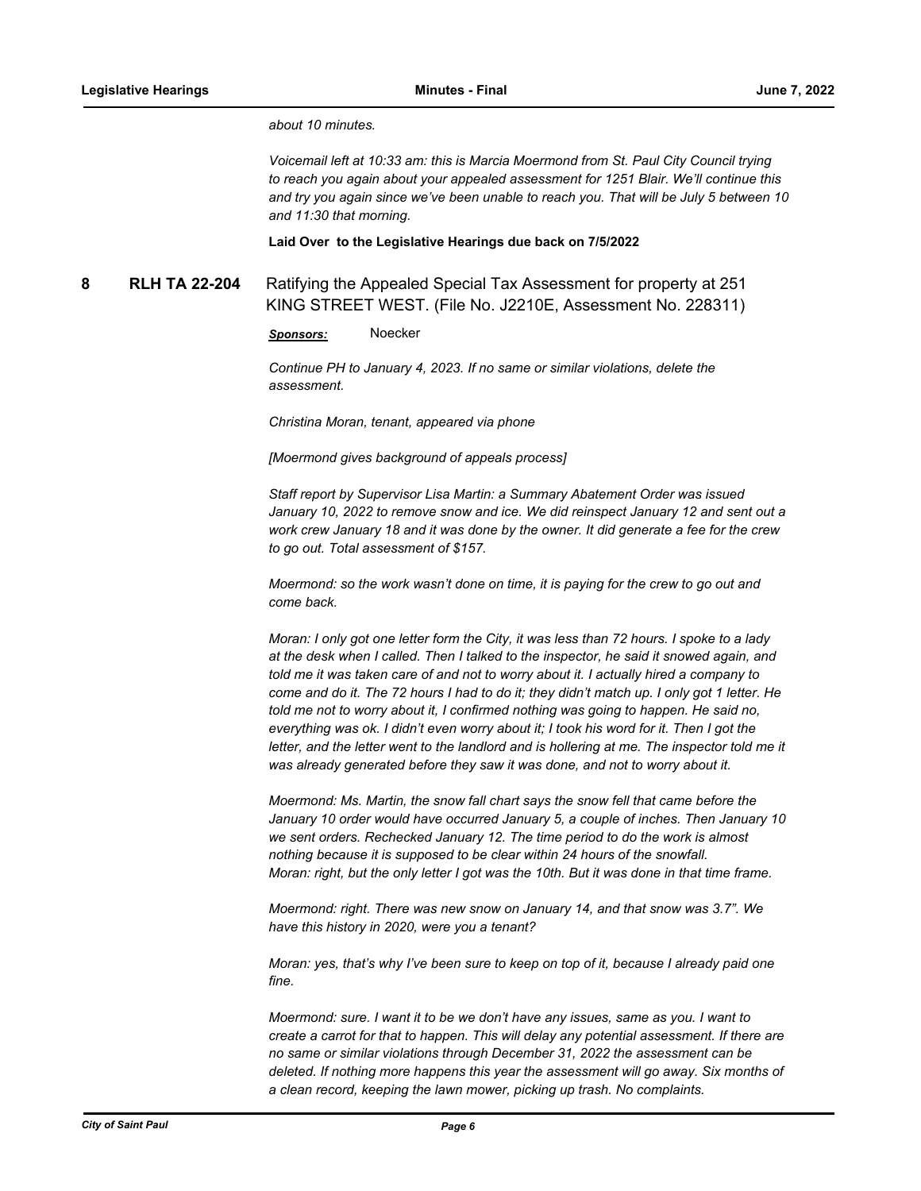*about 10 minutes.*

*Voicemail left at 10:33 am: this is Marcia Moermond from St. Paul City Council trying to reach you again about your appealed assessment for 1251 Blair. We'll continue this and try you again since we've been unable to reach you. That will be July 5 between 10 and 11:30 that morning.*

**Laid Over to the Legislative Hearings due back on 7/5/2022**

## 8 RLH TA 22-204 Ratifying the Appealed Special Tax Assessment for property at 251 KING STREET WEST. (File No. J2210E, Assessment No. 228311)

***Sponsors:*** Noecker

*Continue PH to January 4, 2023. If no same or similar violations, delete the assessment.*

*Christina Moran, tenant, appeared via phone*

*[Moermond gives background of appeals process]*

*Staff report by Supervisor Lisa Martin: a Summary Abatement Order was issued January 10, 2022 to remove snow and ice. We did reinspect January 12 and sent out a work crew January 18 and it was done by the owner. It did generate a fee for the crew to go out. Total assessment of $157.*

*Moermond: so the work wasn't done on time, it is paying for the crew to go out and come back.*

*Moran: I only got one letter form the City, it was less than 72 hours. I spoke to a lady at the desk when I called. Then I talked to the inspector, he said it snowed again, and told me it was taken care of and not to worry about it. I actually hired a company to come and do it. The 72 hours I had to do it; they didn't match up. I only got 1 letter. He told me not to worry about it, I confirmed nothing was going to happen. He said no, everything was ok. I didn't even worry about it; I took his word for it. Then I got the letter, and the letter went to the landlord and is hollering at me. The inspector told me it was already generated before they saw it was done, and not to worry about it.*

*Moermond: Ms. Martin, the snow fall chart says the snow fell that came before the January 10 order would have occurred January 5, a couple of inches. Then January 10 we sent orders. Rechecked January 12. The time period to do the work is almost nothing because it is supposed to be clear within 24 hours of the snowfall.*
*Moran: right, but the only letter I got was the 10th. But it was done in that time frame.*

*Moermond: right. There was new snow on January 14, and that snow was 3.7". We have this history in 2020, were you a tenant?*

*Moran: yes, that's why I've been sure to keep on top of it, because I already paid one fine.*

*Moermond: sure. I want it to be we don't have any issues, same as you. I want to create a carrot for that to happen. This will delay any potential assessment. If there are no same or similar violations through December 31, 2022 the assessment can be deleted. If nothing more happens this year the assessment will go away. Six months of a clean record, keeping the lawn mower, picking up trash. No complaints.*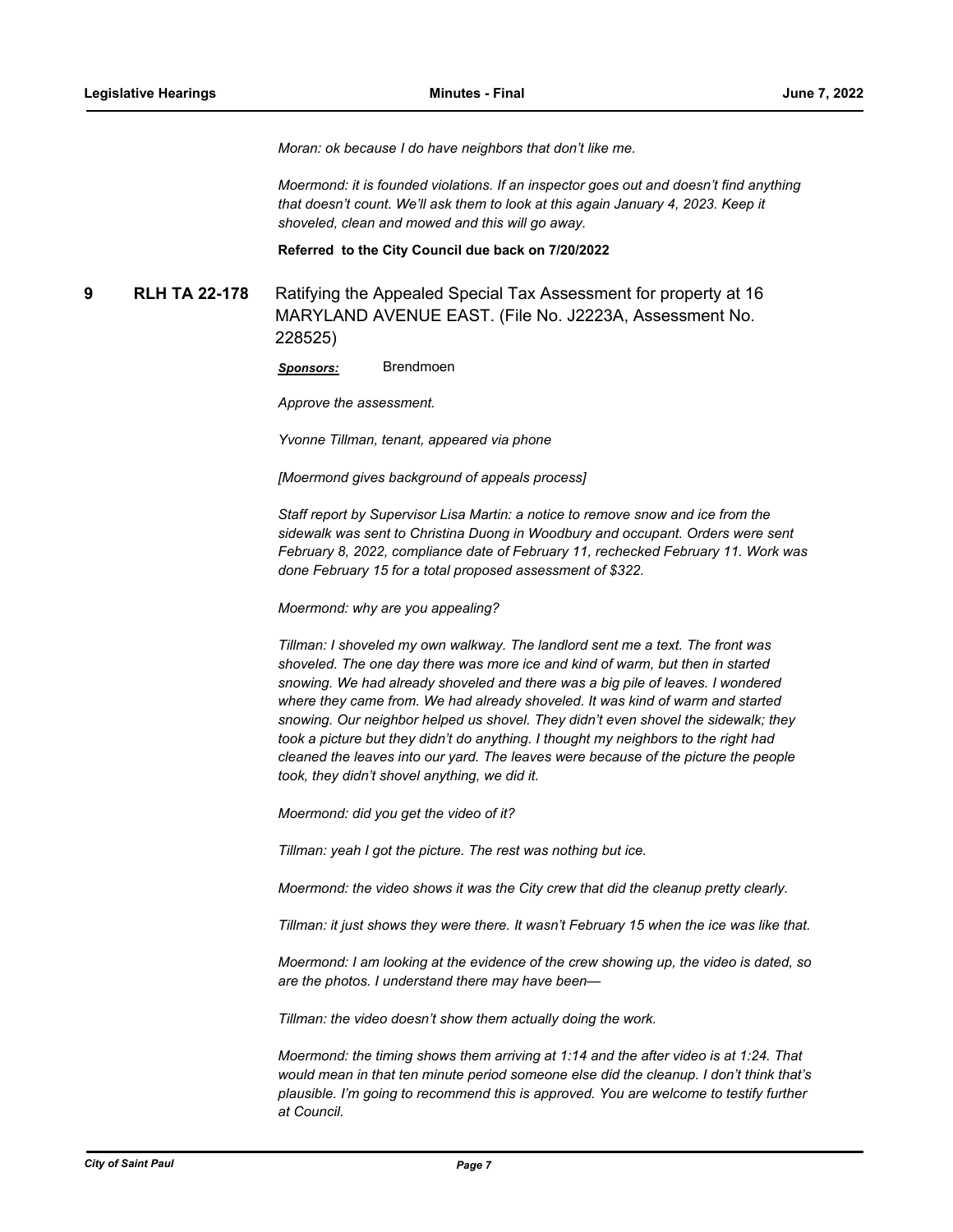*Moran: ok because I do have neighbors that don't like me.*

*Moermond: it is founded violations. If an inspector goes out and doesn't find anything that doesn't count. We'll ask them to look at this again January 4, 2023. Keep it shoveled, clean and mowed and this will go away.*

**Referred to the City Council due back on 7/20/2022**

**9 RLH TA 22-178** Ratifying the Appealed Special Tax Assessment for property at 16 MARYLAND AVENUE EAST. (File No. J2223A, Assessment No. 228525)

***Sponsors:*** Brendmoen

*Approve the assessment.*

*Yvonne Tillman, tenant, appeared via phone*

*[Moermond gives background of appeals process]*

*Staff report by Supervisor Lisa Martin: a notice to remove snow and ice from the sidewalk was sent to Christina Duong in Woodbury and occupant. Orders were sent February 8, 2022, compliance date of February 11, rechecked February 11. Work was done February 15 for a total proposed assessment of $322.*

*Moermond: why are you appealing?*

*Tillman: I shoveled my own walkway. The landlord sent me a text. The front was shoveled. The one day there was more ice and kind of warm, but then in started snowing. We had already shoveled and there was a big pile of leaves. I wondered where they came from. We had already shoveled. It was kind of warm and started snowing. Our neighbor helped us shovel. They didn't even shovel the sidewalk; they took a picture but they didn't do anything. I thought my neighbors to the right had cleaned the leaves into our yard. The leaves were because of the picture the people took, they didn't shovel anything, we did it.*

*Moermond: did you get the video of it?*

*Tillman: yeah I got the picture. The rest was nothing but ice.*

*Moermond: the video shows it was the City crew that did the cleanup pretty clearly.*

*Tillman: it just shows they were there. It wasn't February 15 when the ice was like that.*

*Moermond: I am looking at the evidence of the crew showing up, the video is dated, so are the photos. I understand there may have been—*

*Tillman: the video doesn't show them actually doing the work.*

*Moermond: the timing shows them arriving at 1:14 and the after video is at 1:24. That would mean in that ten minute period someone else did the cleanup. I don't think that's plausible. I'm going to recommend this is approved. You are welcome to testify further at Council.*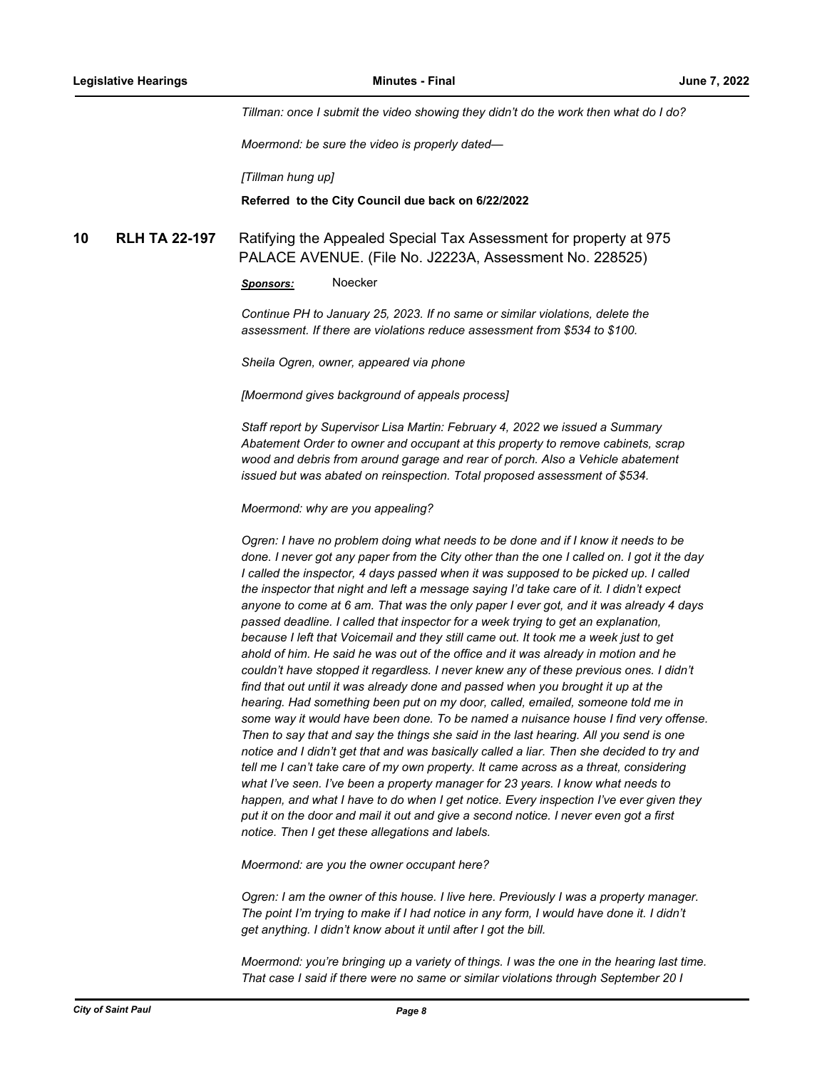*Tillman: once I submit the video showing they didn't do the work then what do I do?*

*Moermond: be sure the video is properly dated—*

*[Tillman hung up]*

**Referred to the City Council due back on 6/22/2022**

## 10 RLH TA 22-197 Ratifying the Appealed Special Tax Assessment for property at 975 PALACE AVENUE. (File No. J2223A, Assessment No. 228525)

***Sponsors:*** Noecker

*Continue PH to January 25, 2023. If no same or similar violations, delete the assessment. If there are violations reduce assessment from $534 to $100.*

*Sheila Ogren, owner, appeared via phone*

*[Moermond gives background of appeals process]*

*Staff report by Supervisor Lisa Martin: February 4, 2022 we issued a Summary Abatement Order to owner and occupant at this property to remove cabinets, scrap wood and debris from around garage and rear of porch. Also a Vehicle abatement issued but was abated on reinspection. Total proposed assessment of $534.*

*Moermond: why are you appealing?*

*Ogren: I have no problem doing what needs to be done and if I know it needs to be done. I never got any paper from the City other than the one I called on. I got it the day I called the inspector, 4 days passed when it was supposed to be picked up. I called the inspector that night and left a message saying I'd take care of it. I didn't expect anyone to come at 6 am. That was the only paper I ever got, and it was already 4 days passed deadline. I called that inspector for a week trying to get an explanation, because I left that Voicemail and they still came out. It took me a week just to get ahold of him. He said he was out of the office and it was already in motion and he couldn't have stopped it regardless. I never knew any of these previous ones. I didn't find that out until it was already done and passed when you brought it up at the hearing. Had something been put on my door, called, emailed, someone told me in some way it would have been done. To be named a nuisance house I find very offense. Then to say that and say the things she said in the last hearing. All you send is one notice and I didn't get that and was basically called a liar. Then she decided to try and tell me I can't take care of my own property. It came across as a threat, considering what I've seen. I've been a property manager for 23 years. I know what needs to happen, and what I have to do when I get notice. Every inspection I've ever given they put it on the door and mail it out and give a second notice. I never even got a first notice. Then I get these allegations and labels.*

*Moermond: are you the owner occupant here?*

*Ogren: I am the owner of this house. I live here. Previously I was a property manager. The point I'm trying to make if I had notice in any form, I would have done it. I didn't get anything. I didn't know about it until after I got the bill.*

*Moermond: you're bringing up a variety of things. I was the one in the hearing last time. That case I said if there were no same or similar violations through September 20 I*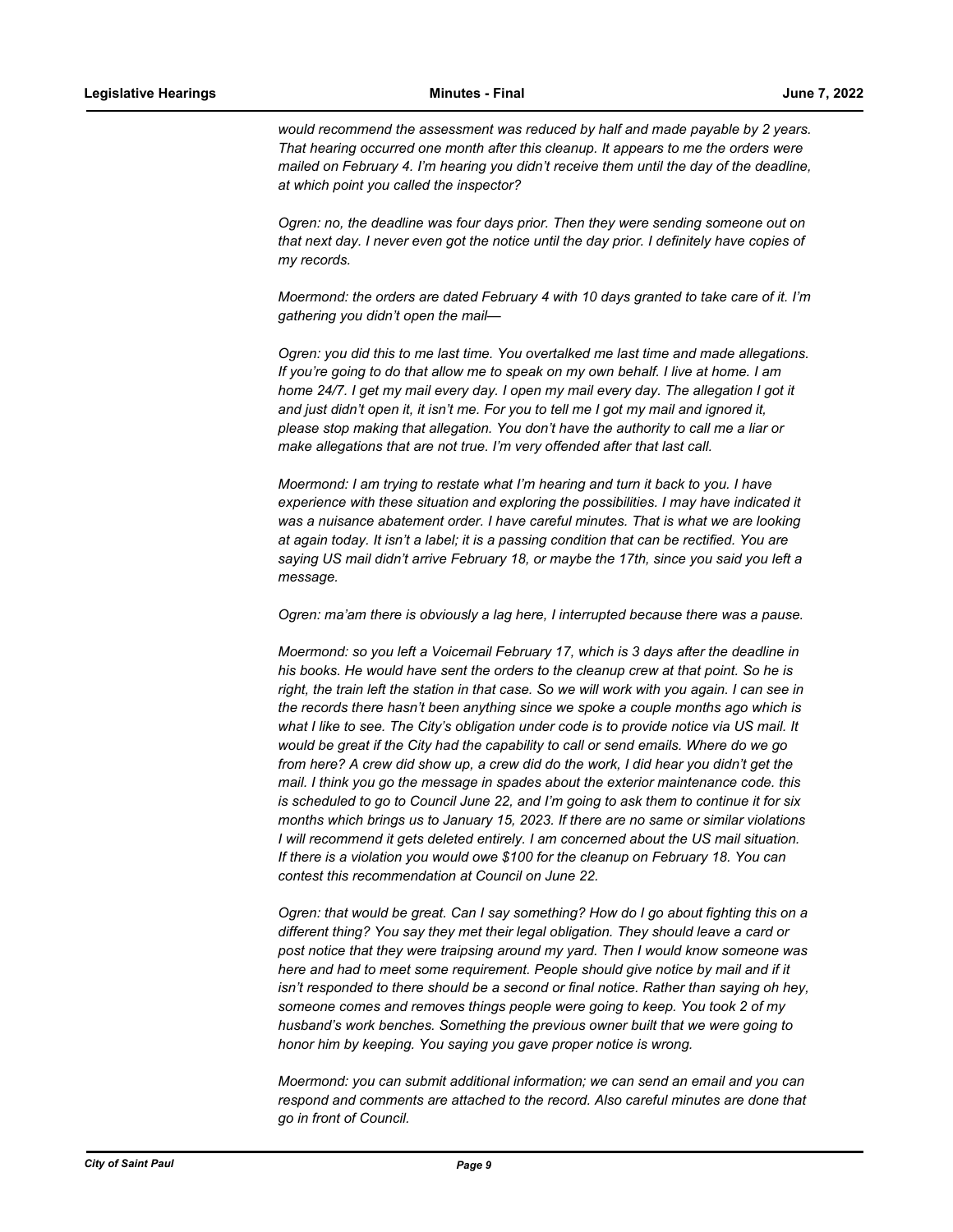*would recommend the assessment was reduced by half and made payable by 2 years. That hearing occurred one month after this cleanup. It appears to me the orders were mailed on February 4. I'm hearing you didn't receive them until the day of the deadline, at which point you called the inspector?*

*Ogren: no, the deadline was four days prior. Then they were sending someone out on that next day. I never even got the notice until the day prior. I definitely have copies of my records.*

*Moermond: the orders are dated February 4 with 10 days granted to take care of it. I'm gathering you didn't open the mail—*

*Ogren: you did this to me last time. You overtalked me last time and made allegations. If you're going to do that allow me to speak on my own behalf. I live at home. I am home 24/7. I get my mail every day. I open my mail every day. The allegation I got it and just didn't open it, it isn't me. For you to tell me I got my mail and ignored it, please stop making that allegation. You don't have the authority to call me a liar or make allegations that are not true. I'm very offended after that last call.*

*Moermond: I am trying to restate what I'm hearing and turn it back to you. I have experience with these situation and exploring the possibilities. I may have indicated it was a nuisance abatement order. I have careful minutes. That is what we are looking at again today. It isn't a label; it is a passing condition that can be rectified. You are saying US mail didn't arrive February 18, or maybe the 17th, since you said you left a message.*

*Ogren: ma'am there is obviously a lag here, I interrupted because there was a pause.*

*Moermond: so you left a Voicemail February 17, which is 3 days after the deadline in his books. He would have sent the orders to the cleanup crew at that point. So he is right, the train left the station in that case. So we will work with you again. I can see in the records there hasn't been anything since we spoke a couple months ago which is what I like to see. The City's obligation under code is to provide notice via US mail. It would be great if the City had the capability to call or send emails. Where do we go from here? A crew did show up, a crew did do the work, I did hear you didn't get the mail. I think you go the message in spades about the exterior maintenance code. this is scheduled to go to Council June 22, and I'm going to ask them to continue it for six months which brings us to January 15, 2023. If there are no same or similar violations I will recommend it gets deleted entirely. I am concerned about the US mail situation. If there is a violation you would owe $100 for the cleanup on February 18. You can contest this recommendation at Council on June 22.*

*Ogren: that would be great. Can I say something? How do I go about fighting this on a different thing? You say they met their legal obligation. They should leave a card or post notice that they were traipsing around my yard. Then I would know someone was here and had to meet some requirement. People should give notice by mail and if it isn't responded to there should be a second or final notice. Rather than saying oh hey, someone comes and removes things people were going to keep. You took 2 of my husband's work benches. Something the previous owner built that we were going to honor him by keeping. You saying you gave proper notice is wrong.*

*Moermond: you can submit additional information; we can send an email and you can respond and comments are attached to the record. Also careful minutes are done that go in front of Council.*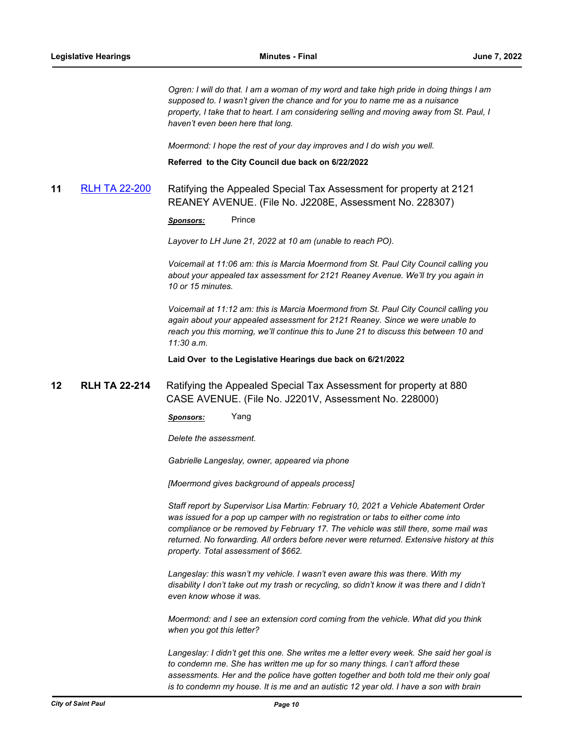*Ogren: I will do that. I am a woman of my word and take high pride in doing things I am supposed to. I wasn't given the chance and for you to name me as a nuisance property, I take that to heart. I am considering selling and moving away from St. Paul, I haven't even been here that long.*

*Moermond: I hope the rest of your day improves and I do wish you well.*

**Referred to the City Council due back on 6/22/2022**

**11** [RLH TA 22-200](RLH TA 22-200) Ratifying the Appealed Special Tax Assessment for property at 2121 REANEY AVENUE. (File No. J2208E, Assessment No. 228307)

***Sponsors:*** Prince

*Layover to LH June 21, 2022 at 10 am (unable to reach PO).*

*Voicemail at 11:06 am: this is Marcia Moermond from St. Paul City Council calling you about your appealed tax assessment for 2121 Reaney Avenue. We'll try you again in 10 or 15 minutes.*

*Voicemail at 11:12 am: this is Marcia Moermond from St. Paul City Council calling you again about your appealed assessment for 2121 Reaney. Since we were unable to reach you this morning, we'll continue this to June 21 to discuss this between 10 and 11:30 a.m.*

**Laid Over to the Legislative Hearings due back on 6/21/2022**

**12** **RLH TA 22-214** Ratifying the Appealed Special Tax Assessment for property at 880 CASE AVENUE. (File No. J2201V, Assessment No. 228000)

***Sponsors:*** Yang

*Delete the assessment.*

*Gabrielle Langeslay, owner, appeared via phone*

*[Moermond gives background of appeals process]*

*Staff report by Supervisor Lisa Martin: February 10, 2021 a Vehicle Abatement Order was issued for a pop up camper with no registration or tabs to either come into compliance or be removed by February 17. The vehicle was still there, some mail was returned. No forwarding. All orders before never were returned. Extensive history at this property. Total assessment of $662.*

*Langeslay: this wasn't my vehicle. I wasn't even aware this was there. With my disability I don't take out my trash or recycling, so didn't know it was there and I didn't even know whose it was.*

*Moermond: and I see an extension cord coming from the vehicle. What did you think when you got this letter?*

*Langeslay: I didn't get this one. She writes me a letter every week. She said her goal is to condemn me. She has written me up for so many things. I can't afford these assessments. Her and the police have gotten together and both told me their only goal is to condemn my house. It is me and an autistic 12 year old. I have a son with brain*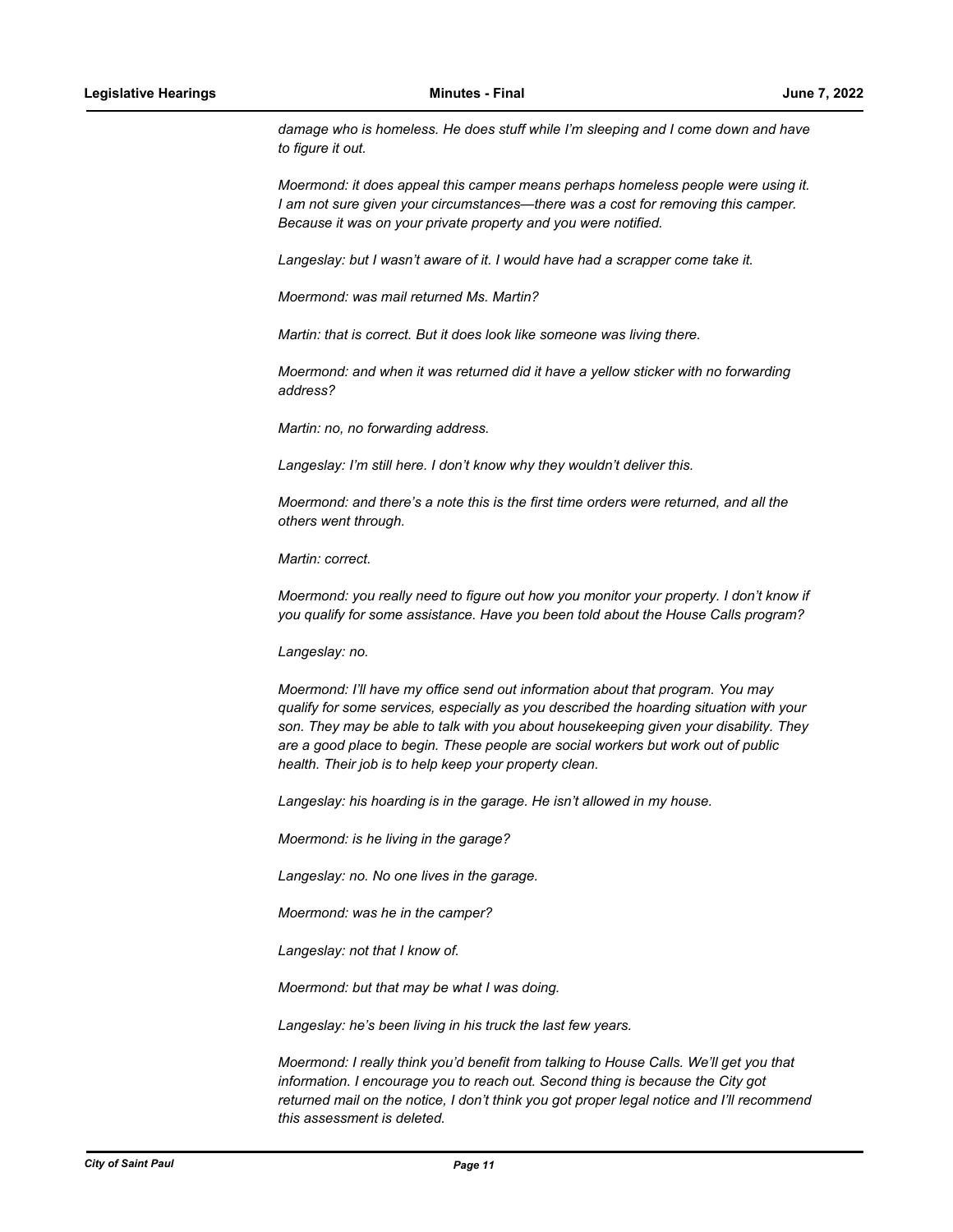*damage who is homeless. He does stuff while I'm sleeping and I come down and have to figure it out.*

*Moermond: it does appeal this camper means perhaps homeless people were using it. I am not sure given your circumstances—there was a cost for removing this camper. Because it was on your private property and you were notified.*

*Langeslay: but I wasn't aware of it. I would have had a scrapper come take it.*

*Moermond: was mail returned Ms. Martin?*

*Martin: that is correct. But it does look like someone was living there.*

*Moermond: and when it was returned did it have a yellow sticker with no forwarding address?*

*Martin: no, no forwarding address.*

*Langeslay: I'm still here. I don't know why they wouldn't deliver this.*

*Moermond: and there's a note this is the first time orders were returned, and all the others went through.*

*Martin: correct.*

*Moermond: you really need to figure out how you monitor your property. I don't know if you qualify for some assistance. Have you been told about the House Calls program?*

*Langeslay: no.*

*Moermond: I'll have my office send out information about that program. You may qualify for some services, especially as you described the hoarding situation with your son. They may be able to talk with you about housekeeping given your disability. They are a good place to begin. These people are social workers but work out of public health. Their job is to help keep your property clean.*

*Langeslay: his hoarding is in the garage. He isn't allowed in my house.*

*Moermond: is he living in the garage?*

*Langeslay: no. No one lives in the garage.*

*Moermond: was he in the camper?*

*Langeslay: not that I know of.*

*Moermond: but that may be what I was doing.*

*Langeslay: he's been living in his truck the last few years.*

*Moermond: I really think you'd benefit from talking to House Calls. We'll get you that information. I encourage you to reach out. Second thing is because the City got returned mail on the notice, I don't think you got proper legal notice and I'll recommend this assessment is deleted.*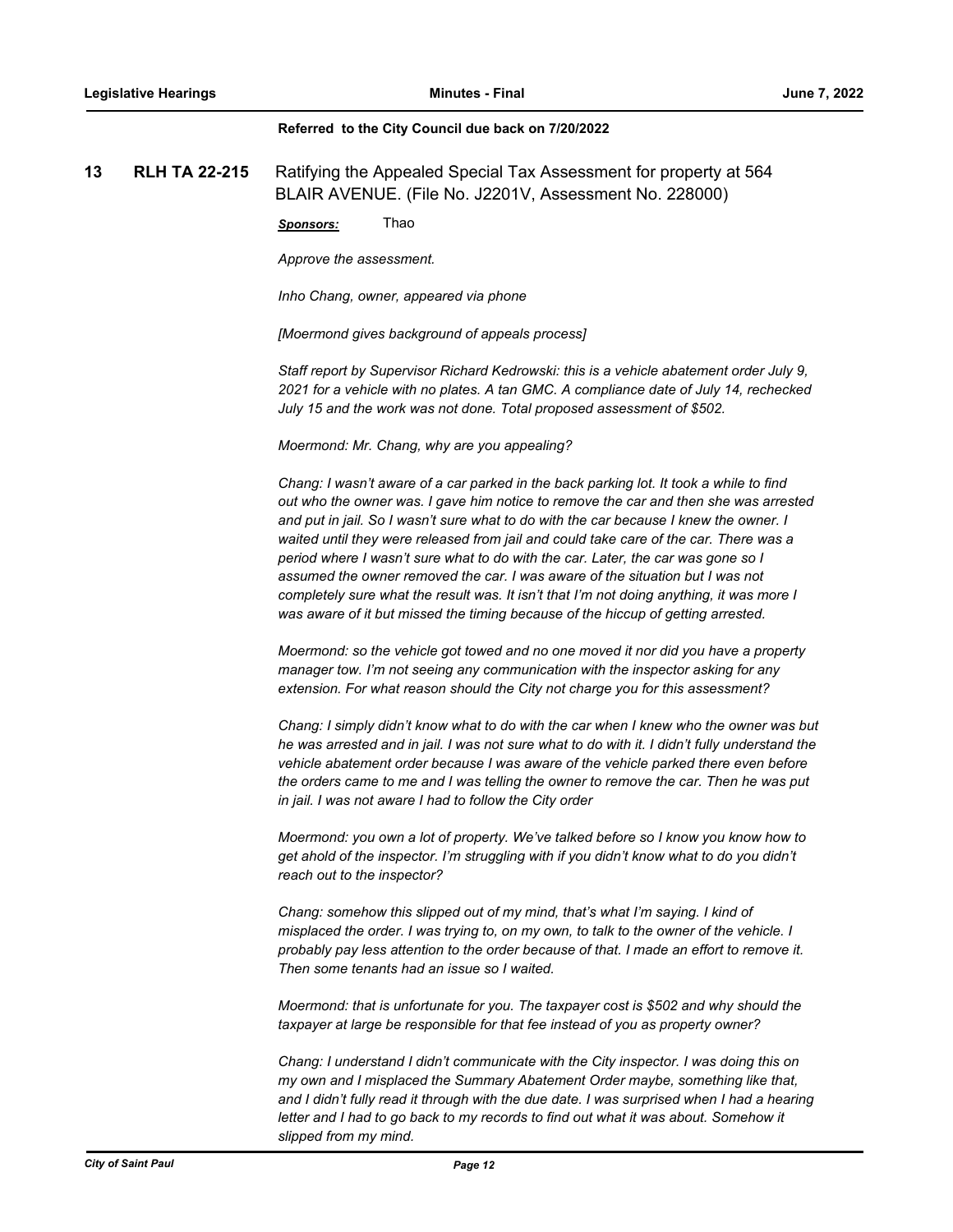**Referred to the City Council due back on 7/20/2022**

**13 RLH TA 22-215** Ratifying the Appealed Special Tax Assessment for property at 564 BLAIR AVENUE. (File No. J2201V, Assessment No. 228000)

***Sponsors:*** Thao

*Approve the assessment.*

*Inho Chang, owner, appeared via phone*

*[Moermond gives background of appeals process]*

*Staff report by Supervisor Richard Kedrowski: this is a vehicle abatement order July 9, 2021 for a vehicle with no plates. A tan GMC. A compliance date of July 14, rechecked July 15 and the work was not done. Total proposed assessment of $502.*

*Moermond: Mr. Chang, why are you appealing?*

*Chang: I wasn't aware of a car parked in the back parking lot. It took a while to find out who the owner was. I gave him notice to remove the car and then she was arrested and put in jail. So I wasn't sure what to do with the car because I knew the owner. I waited until they were released from jail and could take care of the car. There was a period where I wasn't sure what to do with the car. Later, the car was gone so I assumed the owner removed the car. I was aware of the situation but I was not completely sure what the result was. It isn't that I'm not doing anything, it was more I was aware of it but missed the timing because of the hiccup of getting arrested.*

*Moermond: so the vehicle got towed and no one moved it nor did you have a property manager tow. I'm not seeing any communication with the inspector asking for any extension. For what reason should the City not charge you for this assessment?*

*Chang: I simply didn't know what to do with the car when I knew who the owner was but he was arrested and in jail. I was not sure what to do with it. I didn't fully understand the vehicle abatement order because I was aware of the vehicle parked there even before the orders came to me and I was telling the owner to remove the car. Then he was put in jail. I was not aware I had to follow the City order*

*Moermond: you own a lot of property. We've talked before so I know you know how to get ahold of the inspector. I'm struggling with if you didn't know what to do you didn't reach out to the inspector?*

*Chang: somehow this slipped out of my mind, that's what I'm saying. I kind of misplaced the order. I was trying to, on my own, to talk to the owner of the vehicle. I probably pay less attention to the order because of that. I made an effort to remove it. Then some tenants had an issue so I waited.*

*Moermond: that is unfortunate for you. The taxpayer cost is $502 and why should the taxpayer at large be responsible for that fee instead of you as property owner?*

*Chang: I understand I didn't communicate with the City inspector. I was doing this on my own and I misplaced the Summary Abatement Order maybe, something like that, and I didn't fully read it through with the due date. I was surprised when I had a hearing letter and I had to go back to my records to find out what it was about. Somehow it slipped from my mind.*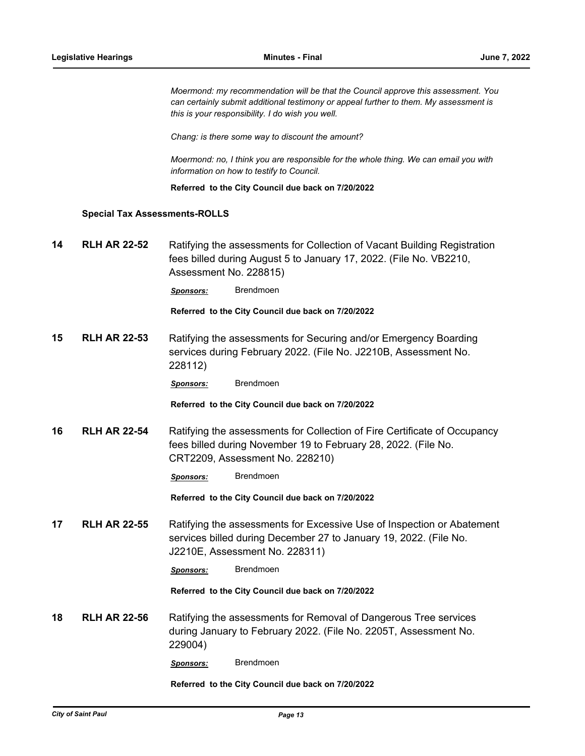*Moermond: my recommendation will be that the Council approve this assessment. You can certainly submit additional testimony or appeal further to them. My assessment is this is your responsibility. I do wish you well.*

*Chang: is there some way to discount the amount?*

*Moermond: no, I think you are responsible for the whole thing. We can email you with information on how to testify to Council.*

**Referred to the City Council due back on 7/20/2022**

**Special Tax Assessments-ROLLS**

**14 RLH AR 22-52** Ratifying the assessments for Collection of Vacant Building Registration fees billed during August 5 to January 17, 2022. (File No. VB2210, Assessment No. 228815)

***Sponsors:*** Brendmoen

**Referred to the City Council due back on 7/20/2022**

**15 RLH AR 22-53** Ratifying the assessments for Securing and/or Emergency Boarding services during February 2022. (File No. J2210B, Assessment No. 228112)

***Sponsors:*** Brendmoen

**Referred to the City Council due back on 7/20/2022**

**16 RLH AR 22-54** Ratifying the assessments for Collection of Fire Certificate of Occupancy fees billed during November 19 to February 28, 2022. (File No. CRT2209, Assessment No. 228210)

***Sponsors:*** Brendmoen

**Referred to the City Council due back on 7/20/2022**

**17 RLH AR 22-55** Ratifying the assessments for Excessive Use of Inspection or Abatement services billed during December 27 to January 19, 2022. (File No. J2210E, Assessment No. 228311)

***Sponsors:*** Brendmoen

**Referred to the City Council due back on 7/20/2022**

**18 RLH AR 22-56** Ratifying the assessments for Removal of Dangerous Tree services during January to February 2022. (File No. 2205T, Assessment No. 229004)

***Sponsors:*** Brendmoen

**Referred to the City Council due back on 7/20/2022**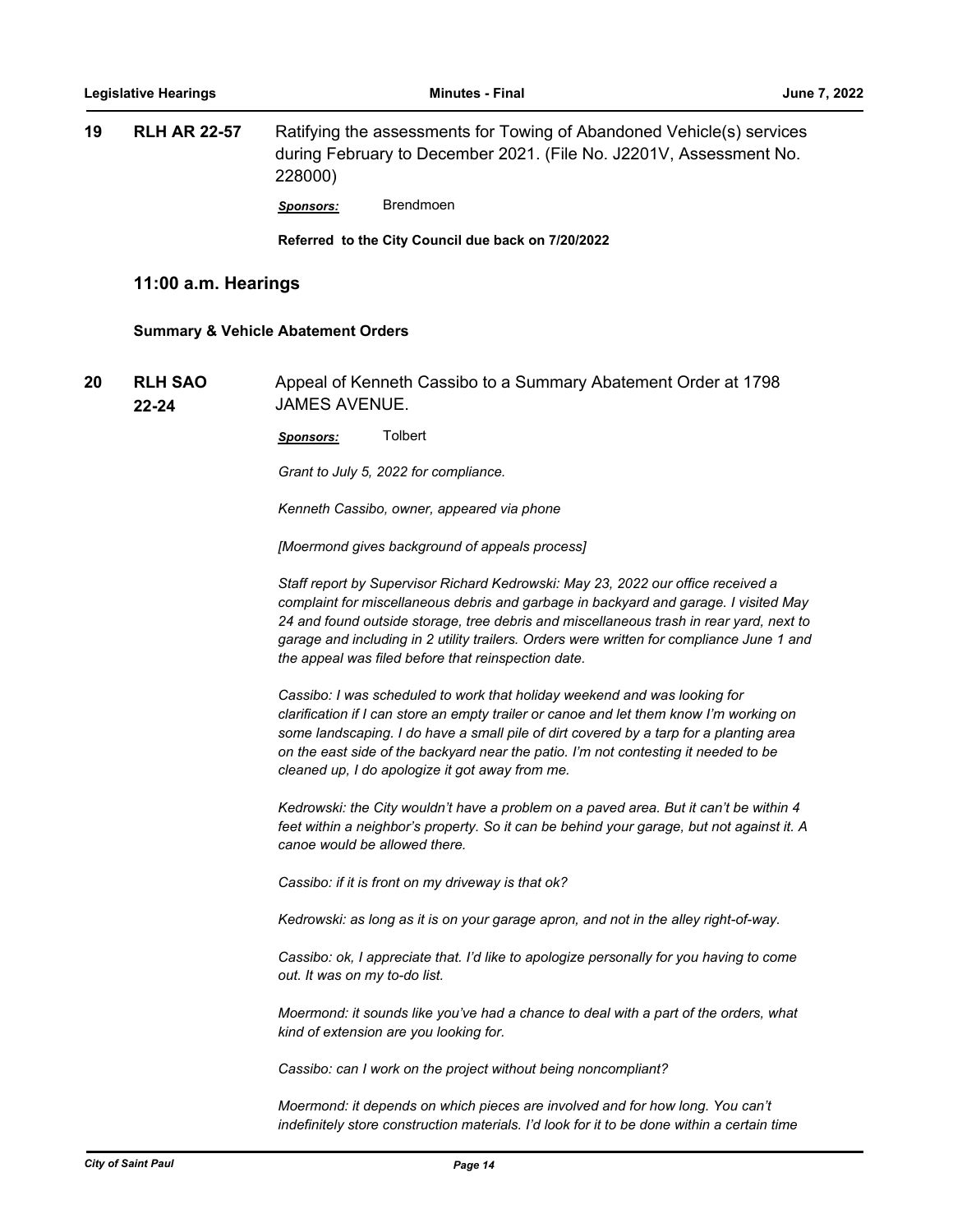**19 RLH AR 22-57** Ratifying the assessments for Towing of Abandoned Vehicle(s) services during February to December 2021. (File No. J2201V, Assessment No. 228000)

***Sponsors:*** Brendmoen

**Referred to the City Council due back on 7/20/2022**

## 11:00 a.m. Hearings

### Summary & Vehicle Abatement Orders

**20 RLH SAO 22-24** Appeal of Kenneth Cassibo to a Summary Abatement Order at 1798 JAMES AVENUE.

***Sponsors:*** Tolbert

*Grant to July 5, 2022 for compliance.*

*Kenneth Cassibo, owner, appeared via phone*

*[Moermond gives background of appeals process]*

*Staff report by Supervisor Richard Kedrowski: May 23, 2022 our office received a complaint for miscellaneous debris and garbage in backyard and garage. I visited May 24 and found outside storage, tree debris and miscellaneous trash in rear yard, next to garage and including in 2 utility trailers. Orders were written for compliance June 1 and the appeal was filed before that reinspection date.*

*Cassibo: I was scheduled to work that holiday weekend and was looking for clarification if I can store an empty trailer or canoe and let them know I'm working on some landscaping. I do have a small pile of dirt covered by a tarp for a planting area on the east side of the backyard near the patio. I'm not contesting it needed to be cleaned up, I do apologize it got away from me.*

*Kedrowski: the City wouldn't have a problem on a paved area. But it can't be within 4 feet within a neighbor's property. So it can be behind your garage, but not against it. A canoe would be allowed there.*

*Cassibo: if it is front on my driveway is that ok?*

*Kedrowski: as long as it is on your garage apron, and not in the alley right-of-way.*

*Cassibo: ok, I appreciate that. I'd like to apologize personally for you having to come out. It was on my to-do list.*

*Moermond: it sounds like you've had a chance to deal with a part of the orders, what kind of extension are you looking for.*

*Cassibo: can I work on the project without being noncompliant?*

*Moermond: it depends on which pieces are involved and for how long. You can't indefinitely store construction materials. I'd look for it to be done within a certain time*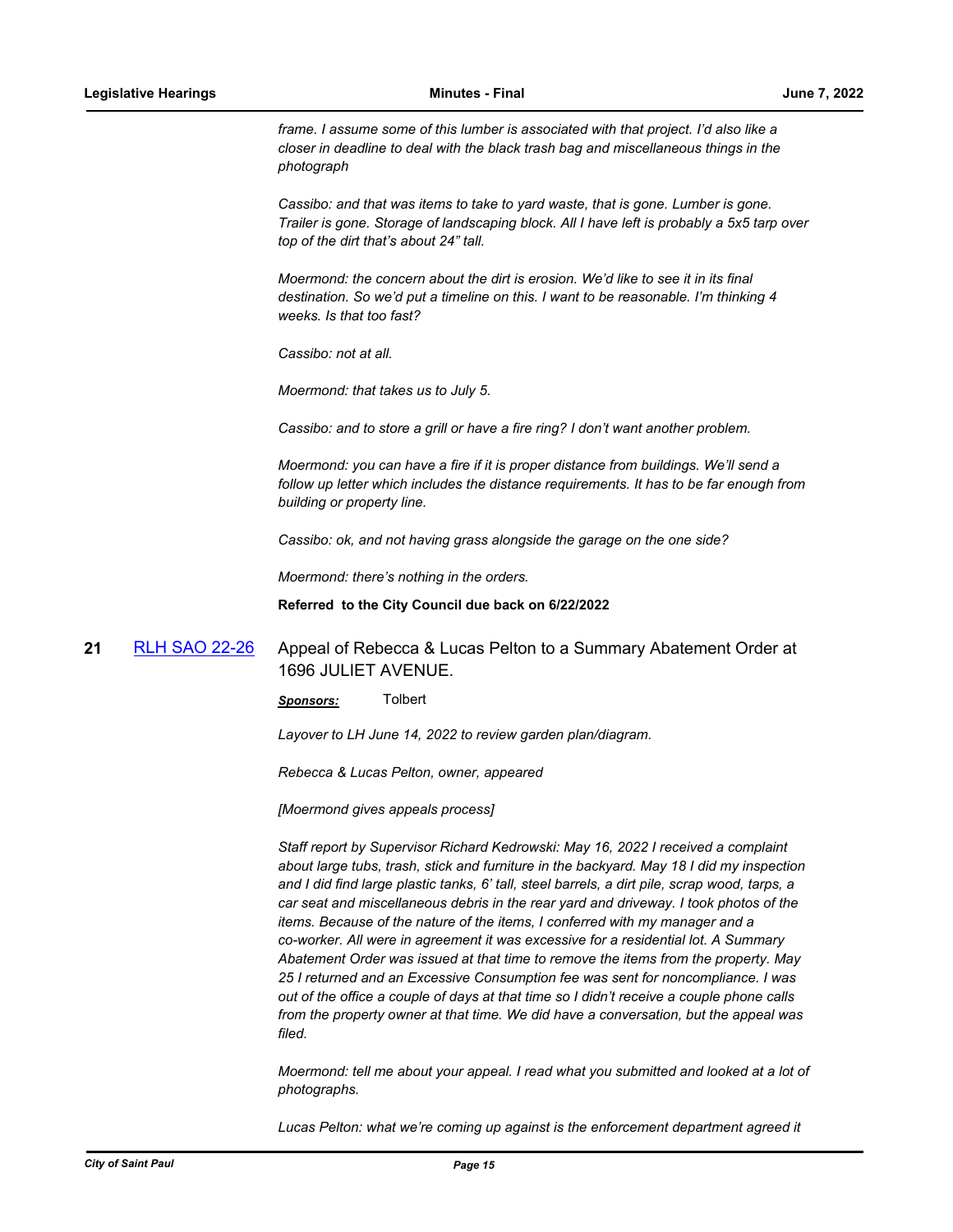*frame. I assume some of this lumber is associated with that project. I'd also like a closer in deadline to deal with the black trash bag and miscellaneous things in the photograph*

*Cassibo: and that was items to take to yard waste, that is gone. Lumber is gone. Trailer is gone. Storage of landscaping block. All I have left is probably a 5x5 tarp over top of the dirt that's about 24" tall.*

*Moermond: the concern about the dirt is erosion. We'd like to see it in its final destination. So we'd put a timeline on this. I want to be reasonable. I'm thinking 4 weeks. Is that too fast?*

*Cassibo: not at all.*

*Moermond: that takes us to July 5.*

*Cassibo: and to store a grill or have a fire ring? I don't want another problem.*

*Moermond: you can have a fire if it is proper distance from buildings. We'll send a follow up letter which includes the distance requirements. It has to be far enough from building or property line.*

*Cassibo: ok, and not having grass alongside the garage on the one side?*

*Moermond: there's nothing in the orders.*

**Referred to the City Council due back on 6/22/2022**

**21** RLH SAO 22-26 Appeal of Rebecca & Lucas Pelton to a Summary Abatement Order at 1696 JULIET AVENUE.

***Sponsors:*** Tolbert

*Layover to LH June 14, 2022 to review garden plan/diagram.*

*Rebecca & Lucas Pelton, owner, appeared*

*[Moermond gives appeals process]*

*Staff report by Supervisor Richard Kedrowski: May 16, 2022 I received a complaint about large tubs, trash, stick and furniture in the backyard. May 18 I did my inspection and I did find large plastic tanks, 6' tall, steel barrels, a dirt pile, scrap wood, tarps, a car seat and miscellaneous debris in the rear yard and driveway. I took photos of the items. Because of the nature of the items, I conferred with my manager and a co-worker. All were in agreement it was excessive for a residential lot. A Summary Abatement Order was issued at that time to remove the items from the property. May 25 I returned and an Excessive Consumption fee was sent for noncompliance. I was out of the office a couple of days at that time so I didn't receive a couple phone calls from the property owner at that time. We did have a conversation, but the appeal was filed.*

*Moermond: tell me about your appeal. I read what you submitted and looked at a lot of photographs.*

*Lucas Pelton: what we're coming up against is the enforcement department agreed it*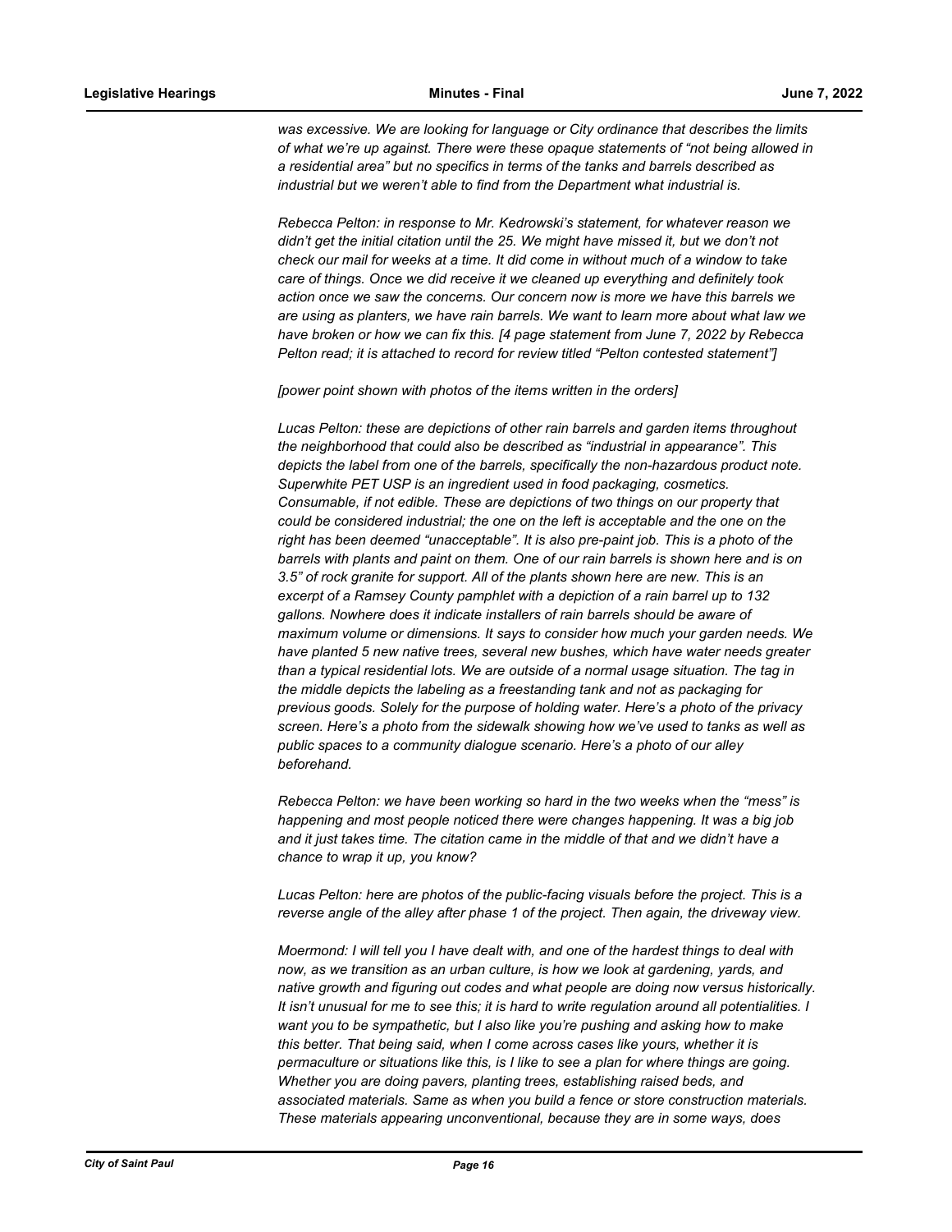*was excessive. We are looking for language or City ordinance that describes the limits of what we're up against. There were these opaque statements of "not being allowed in a residential area" but no specifics in terms of the tanks and barrels described as industrial but we weren't able to find from the Department what industrial is.*

*Rebecca Pelton: in response to Mr. Kedrowski's statement, for whatever reason we didn't get the initial citation until the 25. We might have missed it, but we don't not check our mail for weeks at a time. It did come in without much of a window to take care of things. Once we did receive it we cleaned up everything and definitely took action once we saw the concerns. Our concern now is more we have this barrels we are using as planters, we have rain barrels. We want to learn more about what law we have broken or how we can fix this. [4 page statement from June 7, 2022 by Rebecca Pelton read; it is attached to record for review titled "Pelton contested statement"]*

*[power point shown with photos of the items written in the orders]*

*Lucas Pelton: these are depictions of other rain barrels and garden items throughout the neighborhood that could also be described as "industrial in appearance". This depicts the label from one of the barrels, specifically the non-hazardous product note. Superwhite PET USP is an ingredient used in food packaging, cosmetics. Consumable, if not edible. These are depictions of two things on our property that could be considered industrial; the one on the left is acceptable and the one on the right has been deemed "unacceptable". It is also pre-paint job. This is a photo of the barrels with plants and paint on them. One of our rain barrels is shown here and is on 3.5" of rock granite for support. All of the plants shown here are new. This is an excerpt of a Ramsey County pamphlet with a depiction of a rain barrel up to 132 gallons. Nowhere does it indicate installers of rain barrels should be aware of maximum volume or dimensions. It says to consider how much your garden needs. We have planted 5 new native trees, several new bushes, which have water needs greater than a typical residential lots. We are outside of a normal usage situation. The tag in the middle depicts the labeling as a freestanding tank and not as packaging for previous goods. Solely for the purpose of holding water. Here's a photo of the privacy screen. Here's a photo from the sidewalk showing how we've used to tanks as well as public spaces to a community dialogue scenario. Here's a photo of our alley beforehand.*

*Rebecca Pelton: we have been working so hard in the two weeks when the "mess" is happening and most people noticed there were changes happening. It was a big job and it just takes time. The citation came in the middle of that and we didn't have a chance to wrap it up, you know?*

*Lucas Pelton: here are photos of the public-facing visuals before the project. This is a reverse angle of the alley after phase 1 of the project. Then again, the driveway view.*

*Moermond: I will tell you I have dealt with, and one of the hardest things to deal with now, as we transition as an urban culture, is how we look at gardening, yards, and native growth and figuring out codes and what people are doing now versus historically. It isn't unusual for me to see this; it is hard to write regulation around all potentialities. I want you to be sympathetic, but I also like you're pushing and asking how to make this better. That being said, when I come across cases like yours, whether it is permaculture or situations like this, is I like to see a plan for where things are going. Whether you are doing pavers, planting trees, establishing raised beds, and associated materials. Same as when you build a fence or store construction materials. These materials appearing unconventional, because they are in some ways, does*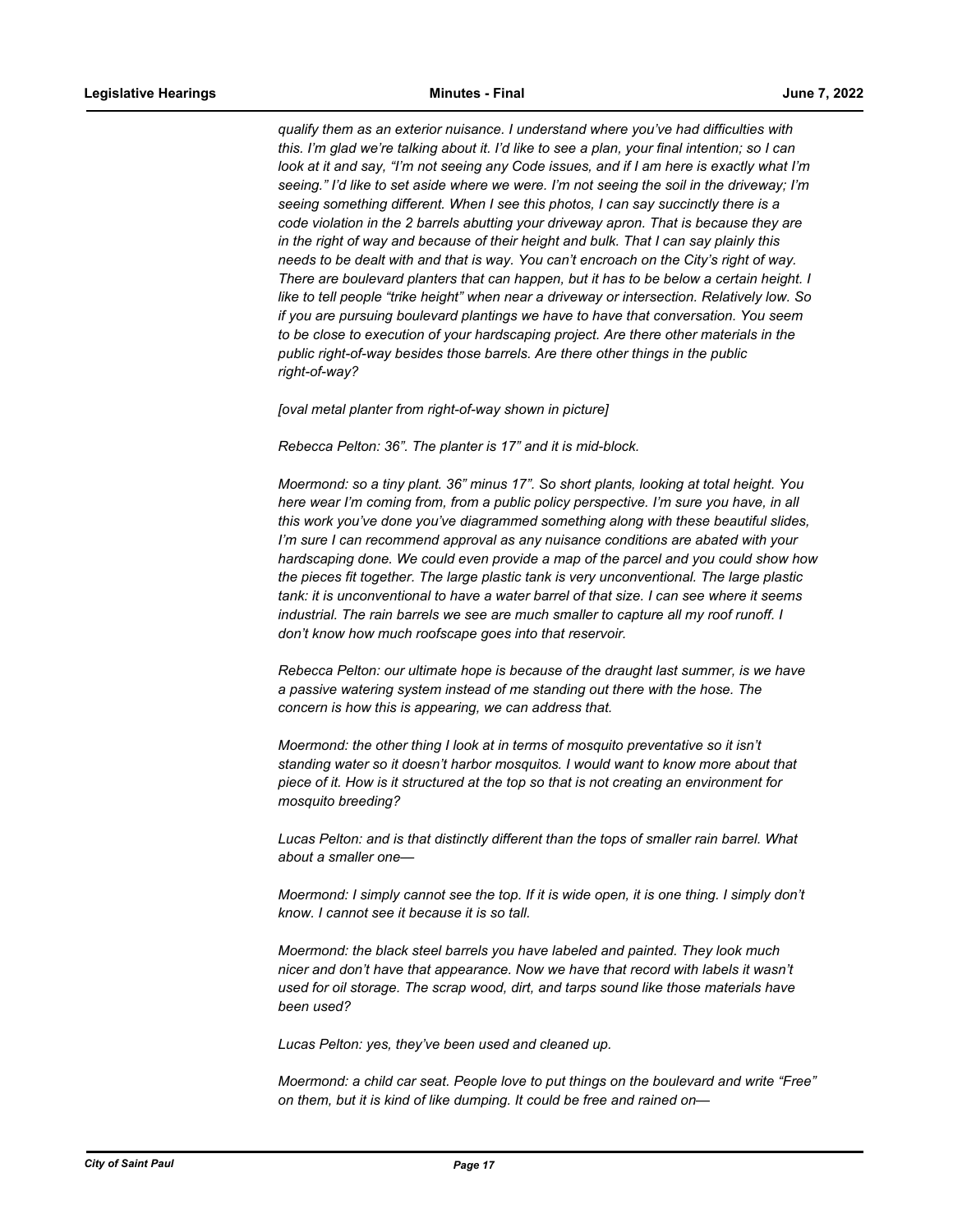*qualify them as an exterior nuisance. I understand where you've had difficulties with this. I'm glad we're talking about it. I'd like to see a plan, your final intention; so I can look at it and say, "I'm not seeing any Code issues, and if I am here is exactly what I'm seeing." I'd like to set aside where we were. I'm not seeing the soil in the driveway; I'm seeing something different. When I see this photos, I can say succinctly there is a code violation in the 2 barrels abutting your driveway apron. That is because they are in the right of way and because of their height and bulk. That I can say plainly this needs to be dealt with and that is way. You can't encroach on the City's right of way. There are boulevard planters that can happen, but it has to be below a certain height. I like to tell people "trike height" when near a driveway or intersection. Relatively low. So if you are pursuing boulevard plantings we have to have that conversation. You seem to be close to execution of your hardscaping project. Are there other materials in the public right-of-way besides those barrels. Are there other things in the public right-of-way?*

*[oval metal planter from right-of-way shown in picture]*

*Rebecca Pelton: 36". The planter is 17" and it is mid-block.*

*Moermond: so a tiny plant. 36" minus 17". So short plants, looking at total height. You here wear I'm coming from, from a public policy perspective. I'm sure you have, in all this work you've done you've diagrammed something along with these beautiful slides, I'm sure I can recommend approval as any nuisance conditions are abated with your hardscaping done. We could even provide a map of the parcel and you could show how the pieces fit together. The large plastic tank is very unconventional. The large plastic tank: it is unconventional to have a water barrel of that size. I can see where it seems industrial. The rain barrels we see are much smaller to capture all my roof runoff. I don't know how much roofscape goes into that reservoir.*

*Rebecca Pelton: our ultimate hope is because of the draught last summer, is we have a passive watering system instead of me standing out there with the hose. The concern is how this is appearing, we can address that.*

*Moermond: the other thing I look at in terms of mosquito preventative so it isn't standing water so it doesn't harbor mosquitos. I would want to know more about that piece of it. How is it structured at the top so that is not creating an environment for mosquito breeding?*

*Lucas Pelton: and is that distinctly different than the tops of smaller rain barrel. What about a smaller one—*

*Moermond: I simply cannot see the top. If it is wide open, it is one thing. I simply don't know. I cannot see it because it is so tall.*

*Moermond: the black steel barrels you have labeled and painted. They look much nicer and don't have that appearance. Now we have that record with labels it wasn't used for oil storage. The scrap wood, dirt, and tarps sound like those materials have been used?*

*Lucas Pelton: yes, they've been used and cleaned up.*

*Moermond: a child car seat. People love to put things on the boulevard and write "Free" on them, but it is kind of like dumping. It could be free and rained on—*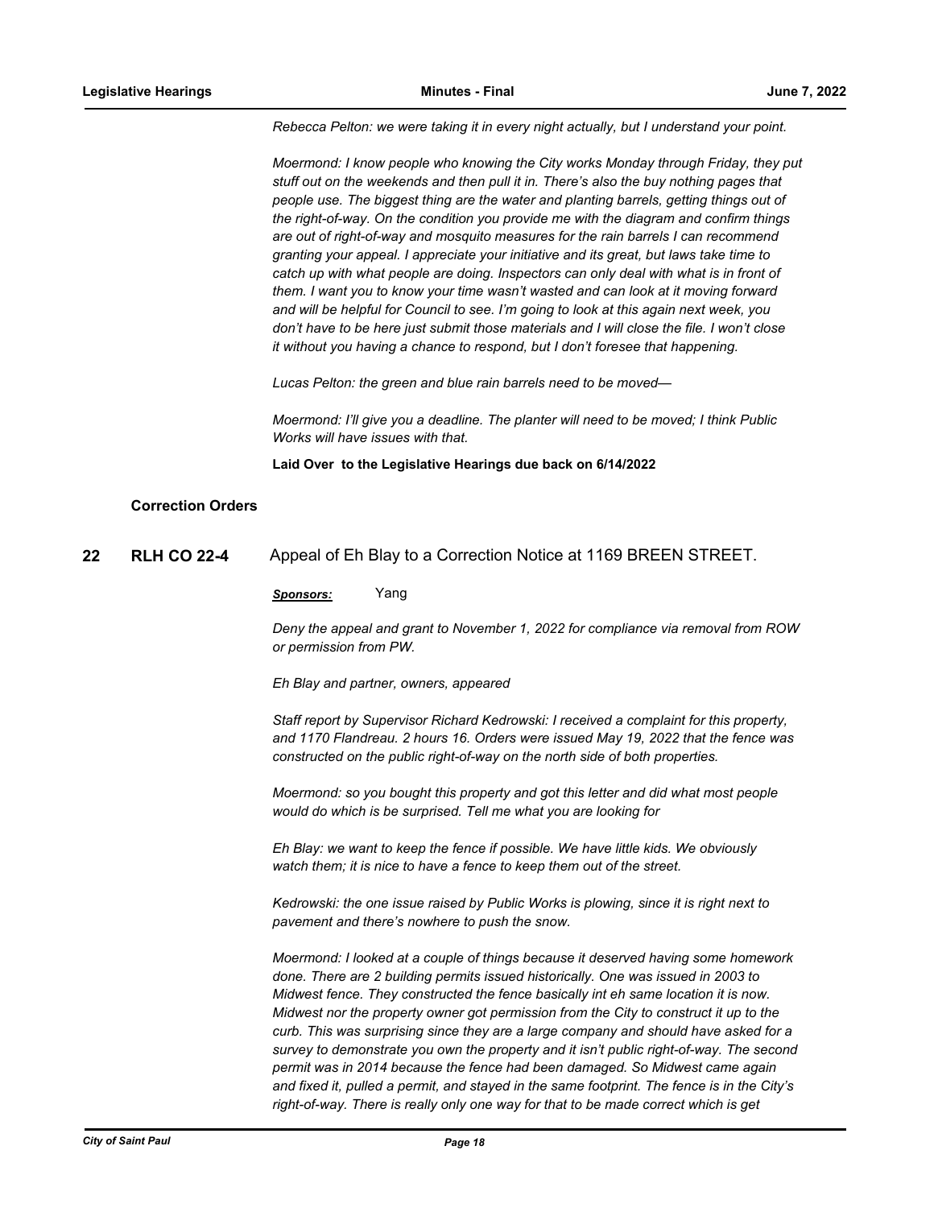*Rebecca Pelton: we were taking it in every night actually, but I understand your point.*

*Moermond: I know people who knowing the City works Monday through Friday, they put stuff out on the weekends and then pull it in. There's also the buy nothing pages that people use. The biggest thing are the water and planting barrels, getting things out of the right-of-way. On the condition you provide me with the diagram and confirm things are out of right-of-way and mosquito measures for the rain barrels I can recommend granting your appeal. I appreciate your initiative and its great, but laws take time to catch up with what people are doing. Inspectors can only deal with what is in front of them. I want you to know your time wasn't wasted and can look at it moving forward and will be helpful for Council to see. I'm going to look at this again next week, you don't have to be here just submit those materials and I will close the file. I won't close it without you having a chance to respond, but I don't foresee that happening.*

*Lucas Pelton: the green and blue rain barrels need to be moved—*

*Moermond: I'll give you a deadline. The planter will need to be moved; I think Public Works will have issues with that.*

**Laid Over to the Legislative Hearings due back on 6/14/2022**

## Correction Orders

### 22 RLH CO 22-4 Appeal of Eh Blay to a Correction Notice at 1169 BREEN STREET.

***Sponsors:*** Yang

*Deny the appeal and grant to November 1, 2022 for compliance via removal from ROW or permission from PW.*

*Eh Blay and partner, owners, appeared*

*Staff report by Supervisor Richard Kedrowski: I received a complaint for this property, and 1170 Flandreau. 2 hours 16. Orders were issued May 19, 2022 that the fence was constructed on the public right-of-way on the north side of both properties.*

*Moermond: so you bought this property and got this letter and did what most people would do which is be surprised. Tell me what you are looking for*

*Eh Blay: we want to keep the fence if possible. We have little kids. We obviously watch them; it is nice to have a fence to keep them out of the street.*

*Kedrowski: the one issue raised by Public Works is plowing, since it is right next to pavement and there's nowhere to push the snow.*

*Moermond: I looked at a couple of things because it deserved having some homework done. There are 2 building permits issued historically. One was issued in 2003 to Midwest fence. They constructed the fence basically int eh same location it is now. Midwest nor the property owner got permission from the City to construct it up to the curb. This was surprising since they are a large company and should have asked for a survey to demonstrate you own the property and it isn't public right-of-way. The second permit was in 2014 because the fence had been damaged. So Midwest came again and fixed it, pulled a permit, and stayed in the same footprint. The fence is in the City's right-of-way. There is really only one way for that to be made correct which is get*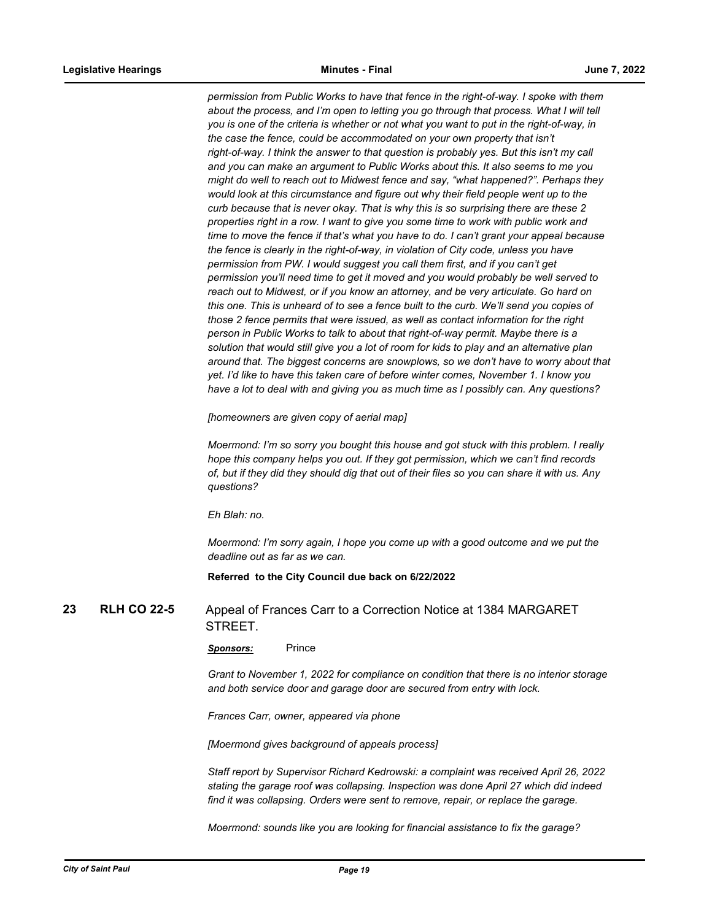*permission from Public Works to have that fence in the right-of-way. I spoke with them about the process, and I'm open to letting you go through that process. What I will tell you is one of the criteria is whether or not what you want to put in the right-of-way, in the case the fence, could be accommodated on your own property that isn't right-of-way. I think the answer to that question is probably yes. But this isn't my call and you can make an argument to Public Works about this. It also seems to me you might do well to reach out to Midwest fence and say, "what happened?". Perhaps they would look at this circumstance and figure out why their field people went up to the curb because that is never okay. That is why this is so surprising there are these 2 properties right in a row. I want to give you some time to work with public work and time to move the fence if that's what you have to do. I can't grant your appeal because the fence is clearly in the right-of-way, in violation of City code, unless you have permission from PW. I would suggest you call them first, and if you can't get permission you'll need time to get it moved and you would probably be well served to reach out to Midwest, or if you know an attorney, and be very articulate. Go hard on this one. This is unheard of to see a fence built to the curb. We'll send you copies of those 2 fence permits that were issued, as well as contact information for the right person in Public Works to talk to about that right-of-way permit. Maybe there is a solution that would still give you a lot of room for kids to play and an alternative plan around that. The biggest concerns are snowplows, so we don't have to worry about that yet. I'd like to have this taken care of before winter comes, November 1. I know you have a lot to deal with and giving you as much time as I possibly can. Any questions?*

*[homeowners are given copy of aerial map]*

*Moermond: I'm so sorry you bought this house and got stuck with this problem. I really hope this company helps you out. If they got permission, which we can't find records of, but if they did they should dig that out of their files so you can share it with us. Any questions?*

*Eh Blah: no.*

*Moermond: I'm sorry again, I hope you come up with a good outcome and we put the deadline out as far as we can.*

**Referred to the City Council due back on 6/22/2022**

## 23 RLH CO 22-5 Appeal of Frances Carr to a Correction Notice at 1384 MARGARET STREET.

***Sponsors:*** Prince

*Grant to November 1, 2022 for compliance on condition that there is no interior storage and both service door and garage door are secured from entry with lock.*

*Frances Carr, owner, appeared via phone*

*[Moermond gives background of appeals process]*

*Staff report by Supervisor Richard Kedrowski: a complaint was received April 26, 2022 stating the garage roof was collapsing. Inspection was done April 27 which did indeed find it was collapsing. Orders were sent to remove, repair, or replace the garage.*

*Moermond: sounds like you are looking for financial assistance to fix the garage?*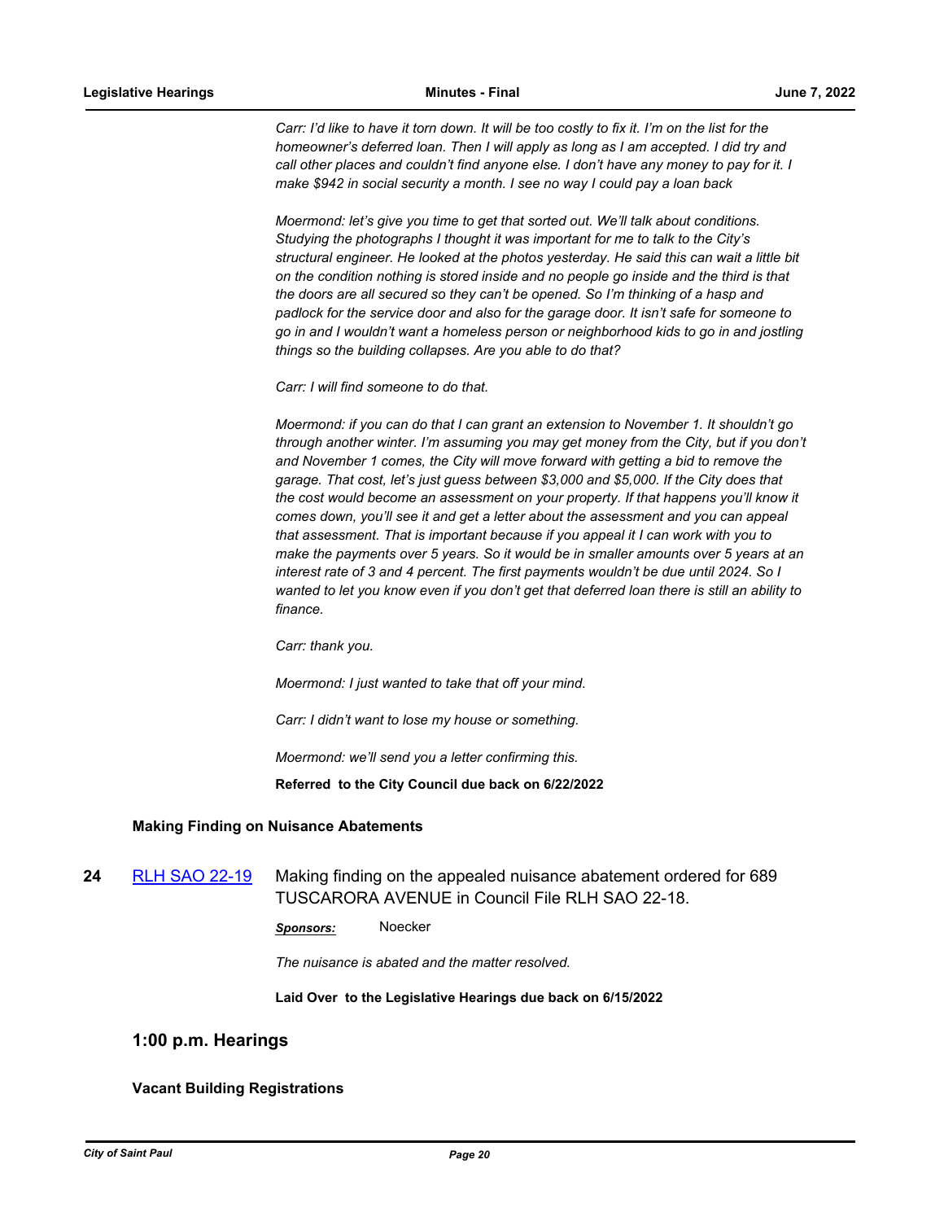*Carr: I'd like to have it torn down. It will be too costly to fix it. I'm on the list for the homeowner's deferred loan. Then I will apply as long as I am accepted. I did try and call other places and couldn't find anyone else. I don't have any money to pay for it. I make $942 in social security a month. I see no way I could pay a loan back*

*Moermond: let's give you time to get that sorted out. We'll talk about conditions. Studying the photographs I thought it was important for me to talk to the City's structural engineer. He looked at the photos yesterday. He said this can wait a little bit on the condition nothing is stored inside and no people go inside and the third is that the doors are all secured so they can't be opened. So I'm thinking of a hasp and padlock for the service door and also for the garage door. It isn't safe for someone to go in and I wouldn't want a homeless person or neighborhood kids to go in and jostling things so the building collapses. Are you able to do that?*

*Carr: I will find someone to do that.*

*Moermond: if you can do that I can grant an extension to November 1. It shouldn't go through another winter. I'm assuming you may get money from the City, but if you don't and November 1 comes, the City will move forward with getting a bid to remove the garage. That cost, let's just guess between $3,000 and $5,000. If the City does that the cost would become an assessment on your property. If that happens you'll know it comes down, you'll see it and get a letter about the assessment and you can appeal that assessment. That is important because if you appeal it I can work with you to make the payments over 5 years. So it would be in smaller amounts over 5 years at an interest rate of 3 and 4 percent. The first payments wouldn't be due until 2024. So I wanted to let you know even if you don't get that deferred loan there is still an ability to finance.*

*Carr: thank you.*

*Moermond: I just wanted to take that off your mind.*

*Carr: I didn't want to lose my house or something.*

*Moermond: we'll send you a letter confirming this.*

**Referred to the City Council due back on 6/22/2022**

### Making Finding on Nuisance Abatements

**24** RLH SAO 22-19 Making finding on the appealed nuisance abatement ordered for 689 TUSCARORA AVENUE in Council File RLH SAO 22-18.

***Sponsors:*** Noecker

*The nuisance is abated and the matter resolved.*

**Laid Over to the Legislative Hearings due back on 6/15/2022**

## 1:00 p.m. Hearings

### Vacant Building Registrations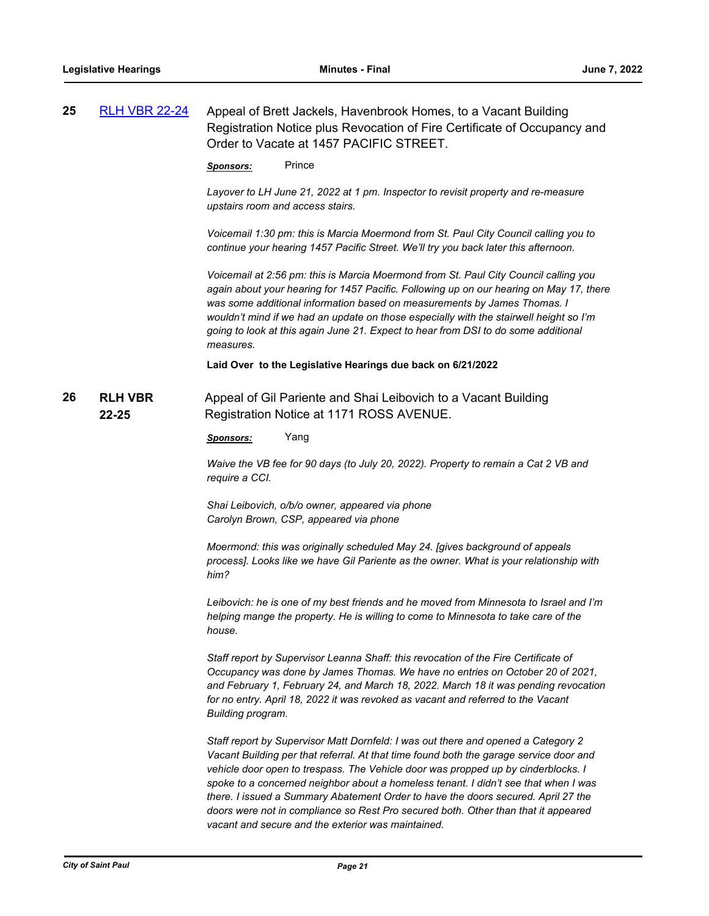**25** [RLH VBR 22-24](RLH VBR 22-24) Appeal of Brett Jackels, Havenbrook Homes, to a Vacant Building Registration Notice plus Revocation of Fire Certificate of Occupancy and Order to Vacate at 1457 PACIFIC STREET.

***Sponsors:*** Prince

*Layover to LH June 21, 2022 at 1 pm. Inspector to revisit property and re-measure upstairs room and access stairs.*

*Voicemail 1:30 pm: this is Marcia Moermond from St. Paul City Council calling you to continue your hearing 1457 Pacific Street. We'll try you back later this afternoon.*

*Voicemail at 2:56 pm: this is Marcia Moermond from St. Paul City Council calling you again about your hearing for 1457 Pacific. Following up on our hearing on May 17, there was some additional information based on measurements by James Thomas. I wouldn't mind if we had an update on those especially with the stairwell height so I'm going to look at this again June 21. Expect to hear from DSI to do some additional measures.*

**Laid Over to the Legislative Hearings due back on 6/21/2022**

**26** **RLH VBR 22-25** Appeal of Gil Pariente and Shai Leibovich to a Vacant Building Registration Notice at 1171 ROSS AVENUE.

***Sponsors:*** Yang

*Waive the VB fee for 90 days (to July 20, 2022). Property to remain a Cat 2 VB and require a CCI.*

*Shai Leibovich, o/b/o owner, appeared via phone*
*Carolyn Brown, CSP, appeared via phone*

*Moermond: this was originally scheduled May 24. [gives background of appeals process]. Looks like we have Gil Pariente as the owner. What is your relationship with him?*

*Leibovich: he is one of my best friends and he moved from Minnesota to Israel and I'm helping mange the property. He is willing to come to Minnesota to take care of the house.*

*Staff report by Supervisor Leanna Shaff: this revocation of the Fire Certificate of Occupancy was done by James Thomas. We have no entries on October 20 of 2021, and February 1, February 24, and March 18, 2022. March 18 it was pending revocation for no entry. April 18, 2022 it was revoked as vacant and referred to the Vacant Building program.*

*Staff report by Supervisor Matt Dornfeld: I was out there and opened a Category 2 Vacant Building per that referral. At that time found both the garage service door and vehicle door open to trespass. The Vehicle door was propped up by cinderblocks. I spoke to a concerned neighbor about a homeless tenant. I didn't see that when I was there. I issued a Summary Abatement Order to have the doors secured. April 27 the doors were not in compliance so Rest Pro secured both. Other than that it appeared vacant and secure and the exterior was maintained.*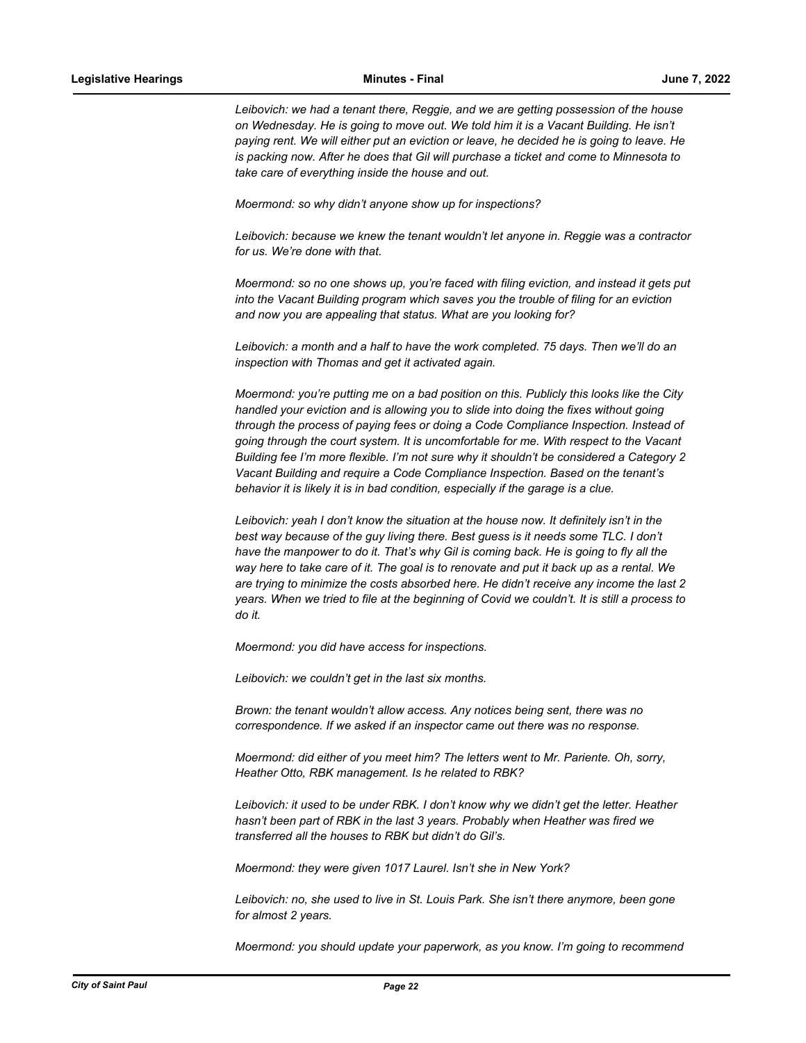*Leibovich: we had a tenant there, Reggie, and we are getting possession of the house on Wednesday. He is going to move out. We told him it is a Vacant Building. He isn't paying rent. We will either put an eviction or leave, he decided he is going to leave. He is packing now. After he does that Gil will purchase a ticket and come to Minnesota to take care of everything inside the house and out.*

*Moermond: so why didn't anyone show up for inspections?*

*Leibovich: because we knew the tenant wouldn't let anyone in. Reggie was a contractor for us. We're done with that.*

*Moermond: so no one shows up, you're faced with filing eviction, and instead it gets put into the Vacant Building program which saves you the trouble of filing for an eviction and now you are appealing that status. What are you looking for?*

*Leibovich: a month and a half to have the work completed. 75 days. Then we'll do an inspection with Thomas and get it activated again.*

*Moermond: you're putting me on a bad position on this. Publicly this looks like the City handled your eviction and is allowing you to slide into doing the fixes without going through the process of paying fees or doing a Code Compliance Inspection. Instead of going through the court system. It is uncomfortable for me. With respect to the Vacant Building fee I'm more flexible. I'm not sure why it shouldn't be considered a Category 2 Vacant Building and require a Code Compliance Inspection. Based on the tenant's behavior it is likely it is in bad condition, especially if the garage is a clue.*

*Leibovich: yeah I don't know the situation at the house now. It definitely isn't in the best way because of the guy living there. Best guess is it needs some TLC. I don't have the manpower to do it. That's why Gil is coming back. He is going to fly all the way here to take care of it. The goal is to renovate and put it back up as a rental. We are trying to minimize the costs absorbed here. He didn't receive any income the last 2 years. When we tried to file at the beginning of Covid we couldn't. It is still a process to do it.*

*Moermond: you did have access for inspections.*

*Leibovich: we couldn't get in the last six months.*

*Brown: the tenant wouldn't allow access. Any notices being sent, there was no correspondence. If we asked if an inspector came out there was no response.*

*Moermond: did either of you meet him? The letters went to Mr. Pariente. Oh, sorry, Heather Otto, RBK management. Is he related to RBK?*

*Leibovich: it used to be under RBK. I don't know why we didn't get the letter. Heather hasn't been part of RBK in the last 3 years. Probably when Heather was fired we transferred all the houses to RBK but didn't do Gil's.*

*Moermond: they were given 1017 Laurel. Isn't she in New York?*

*Leibovich: no, she used to live in St. Louis Park. She isn't there anymore, been gone for almost 2 years.*

*Moermond: you should update your paperwork, as you know. I'm going to recommend*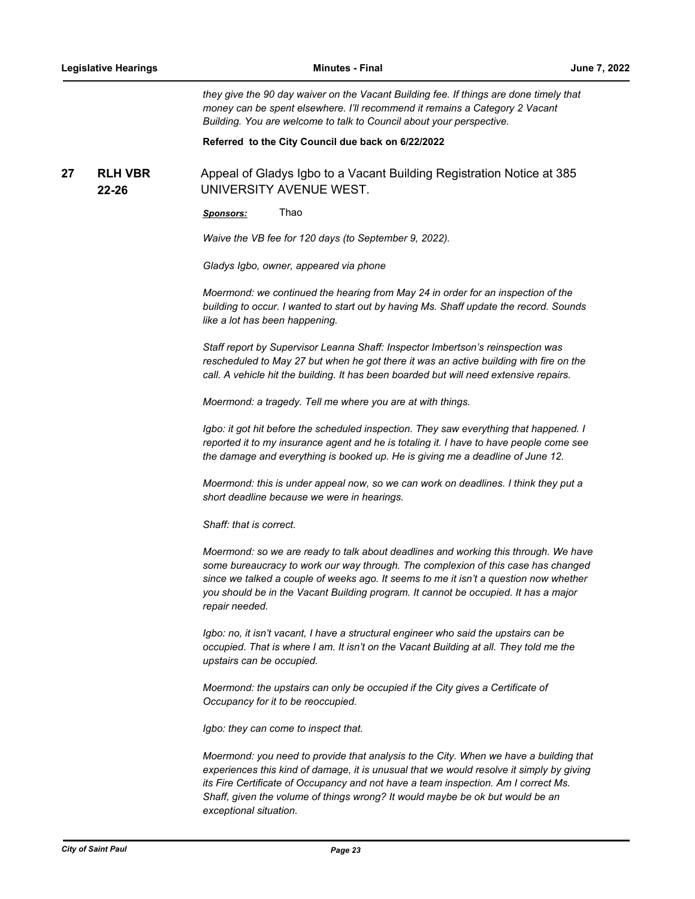*they give the 90 day waiver on the Vacant Building fee. If things are done timely that money can be spent elsewhere. I'll recommend it remains a Category 2 Vacant Building. You are welcome to talk to Council about your perspective.*

**Referred to the City Council due back on 6/22/2022**

## 27 RLH VBR 22-26

Appeal of Gladys Igbo to a Vacant Building Registration Notice at 385 UNIVERSITY AVENUE WEST.

***Sponsors:*** Thao

*Waive the VB fee for 120 days (to September 9, 2022).*

*Gladys Igbo, owner, appeared via phone*

*Moermond: we continued the hearing from May 24 in order for an inspection of the building to occur. I wanted to start out by having Ms. Shaff update the record. Sounds like a lot has been happening.*

*Staff report by Supervisor Leanna Shaff: Inspector Imbertson's reinspection was rescheduled to May 27 but when he got there it was an active building with fire on the call. A vehicle hit the building. It has been boarded but will need extensive repairs.*

*Moermond: a tragedy. Tell me where you are at with things.*

*Igbo: it got hit before the scheduled inspection. They saw everything that happened. I reported it to my insurance agent and he is totaling it. I have to have people come see the damage and everything is booked up. He is giving me a deadline of June 12.*

*Moermond: this is under appeal now, so we can work on deadlines. I think they put a short deadline because we were in hearings.*

*Shaff: that is correct.*

*Moermond: so we are ready to talk about deadlines and working this through. We have some bureaucracy to work our way through. The complexion of this case has changed since we talked a couple of weeks ago. It seems to me it isn't a question now whether you should be in the Vacant Building program. It cannot be occupied. It has a major repair needed.*

*Igbo: no, it isn't vacant, I have a structural engineer who said the upstairs can be occupied. That is where I am. It isn't on the Vacant Building at all. They told me the upstairs can be occupied.*

*Moermond: the upstairs can only be occupied if the City gives a Certificate of Occupancy for it to be reoccupied.*

*Igbo: they can come to inspect that.*

*Moermond: you need to provide that analysis to the City. When we have a building that experiences this kind of damage, it is unusual that we would resolve it simply by giving its Fire Certificate of Occupancy and not have a team inspection. Am I correct Ms. Shaff, given the volume of things wrong? It would maybe be ok but would be an exceptional situation.*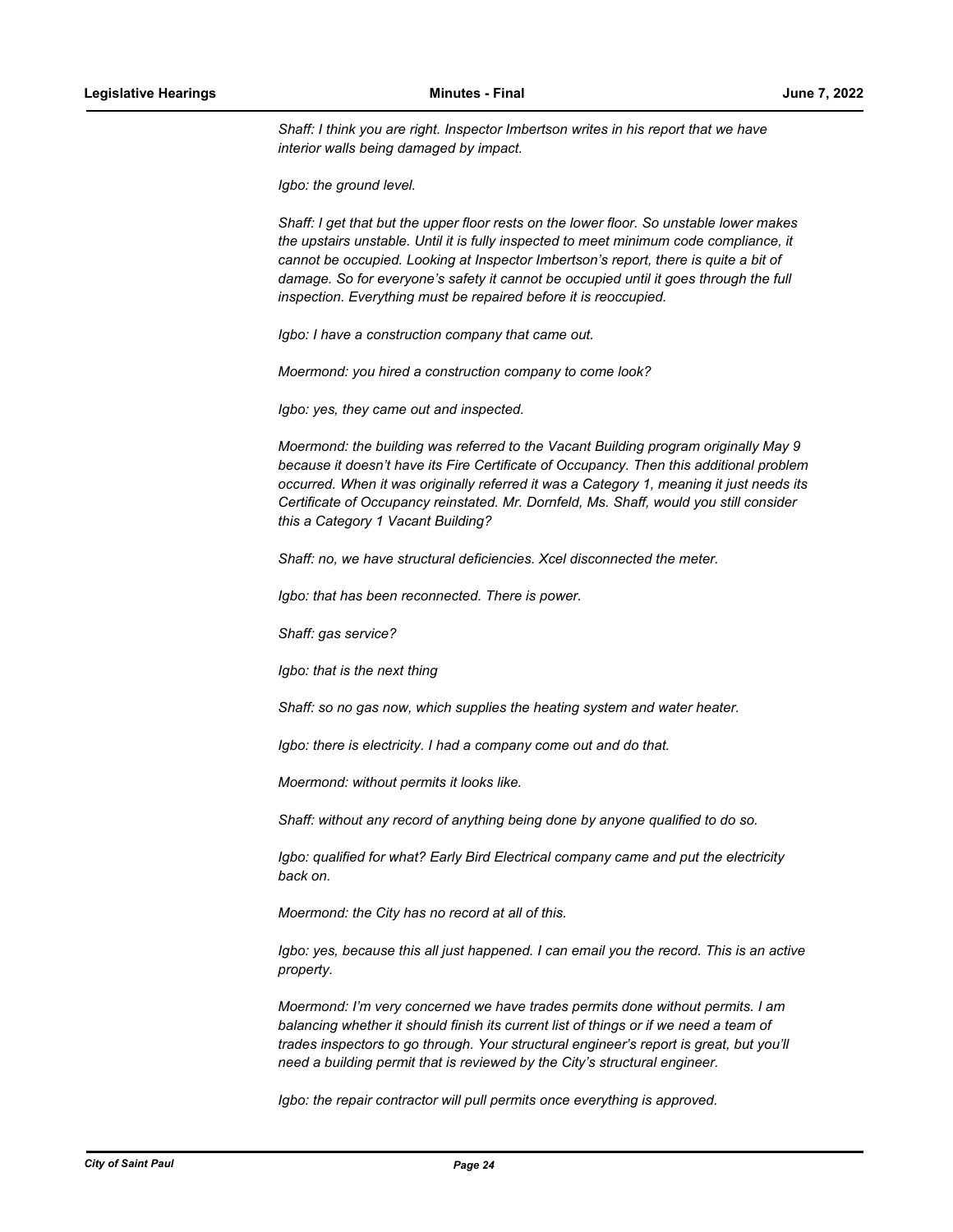*Shaff: I think you are right. Inspector Imbertson writes in his report that we have interior walls being damaged by impact.*

*Igbo: the ground level.*

*Shaff: I get that but the upper floor rests on the lower floor. So unstable lower makes the upstairs unstable. Until it is fully inspected to meet minimum code compliance, it cannot be occupied. Looking at Inspector Imbertson's report, there is quite a bit of damage. So for everyone's safety it cannot be occupied until it goes through the full inspection. Everything must be repaired before it is reoccupied.*

*Igbo: I have a construction company that came out.*

*Moermond: you hired a construction company to come look?*

*Igbo: yes, they came out and inspected.*

*Moermond: the building was referred to the Vacant Building program originally May 9 because it doesn't have its Fire Certificate of Occupancy. Then this additional problem occurred. When it was originally referred it was a Category 1, meaning it just needs its Certificate of Occupancy reinstated. Mr. Dornfeld, Ms. Shaff, would you still consider this a Category 1 Vacant Building?*

*Shaff: no, we have structural deficiencies. Xcel disconnected the meter.*

*Igbo: that has been reconnected. There is power.*

*Shaff: gas service?*

*Igbo: that is the next thing*

*Shaff: so no gas now, which supplies the heating system and water heater.*

*Igbo: there is electricity. I had a company come out and do that.*

*Moermond: without permits it looks like.*

*Shaff: without any record of anything being done by anyone qualified to do so.*

*Igbo: qualified for what? Early Bird Electrical company came and put the electricity back on.*

*Moermond: the City has no record at all of this.*

*Igbo: yes, because this all just happened. I can email you the record. This is an active property.*

*Moermond: I'm very concerned we have trades permits done without permits. I am balancing whether it should finish its current list of things or if we need a team of trades inspectors to go through. Your structural engineer's report is great, but you'll need a building permit that is reviewed by the City's structural engineer.*

*Igbo: the repair contractor will pull permits once everything is approved.*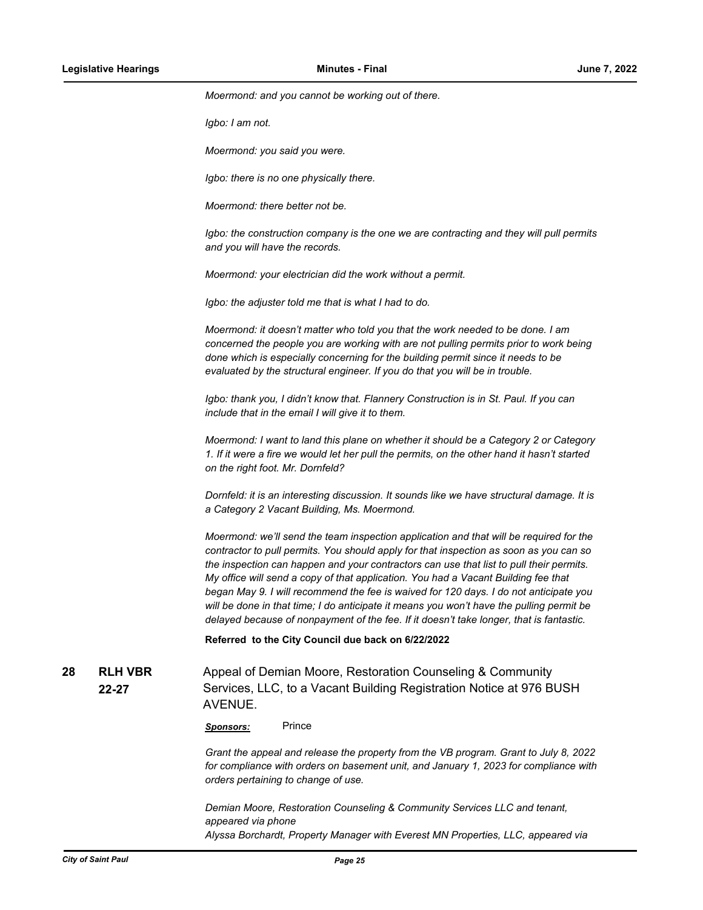*Moermond: and you cannot be working out of there.*

*Igbo: I am not.*

*Moermond: you said you were.*

*Igbo: there is no one physically there.*

*Moermond: there better not be.*

*Igbo: the construction company is the one we are contracting and they will pull permits and you will have the records.*

*Moermond: your electrician did the work without a permit.*

*Igbo: the adjuster told me that is what I had to do.*

*Moermond: it doesn't matter who told you that the work needed to be done. I am concerned the people you are working with are not pulling permits prior to work being done which is especially concerning for the building permit since it needs to be evaluated by the structural engineer. If you do that you will be in trouble.*

*Igbo: thank you, I didn't know that. Flannery Construction is in St. Paul. If you can include that in the email I will give it to them.*

*Moermond: I want to land this plane on whether it should be a Category 2 or Category 1. If it were a fire we would let her pull the permits, on the other hand it hasn't started on the right foot. Mr. Dornfeld?*

*Dornfeld: it is an interesting discussion. It sounds like we have structural damage. It is a Category 2 Vacant Building, Ms. Moermond.*

*Moermond: we'll send the team inspection application and that will be required for the contractor to pull permits. You should apply for that inspection as soon as you can so the inspection can happen and your contractors can use that list to pull their permits. My office will send a copy of that application. You had a Vacant Building fee that began May 9. I will recommend the fee is waived for 120 days. I do not anticipate you will be done in that time; I do anticipate it means you won't have the pulling permit be delayed because of nonpayment of the fee. If it doesn't take longer, that is fantastic.*

**Referred to the City Council due back on 6/22/2022**

**28 RLH VBR 22-27** Appeal of Demian Moore, Restoration Counseling & Community Services, LLC, to a Vacant Building Registration Notice at 976 BUSH AVENUE.

***Sponsors:*** Prince

*Grant the appeal and release the property from the VB program. Grant to July 8, 2022 for compliance with orders on basement unit, and January 1, 2023 for compliance with orders pertaining to change of use.*

*Demian Moore, Restoration Counseling & Community Services LLC and tenant, appeared via phone*
*Alyssa Borchardt, Property Manager with Everest MN Properties, LLC, appeared via*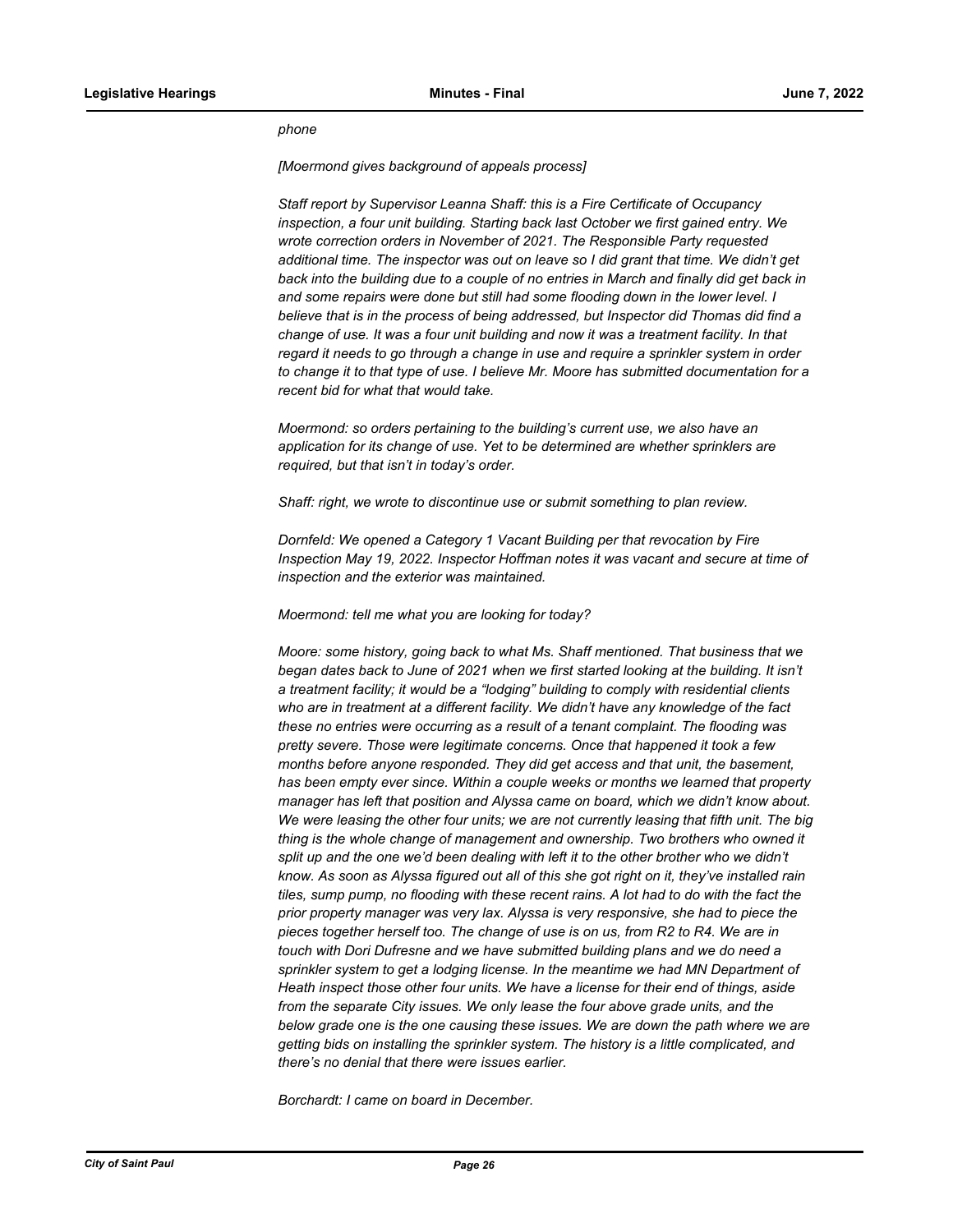*phone*

*[Moermond gives background of appeals process]*

*Staff report by Supervisor Leanna Shaff: this is a Fire Certificate of Occupancy inspection, a four unit building. Starting back last October we first gained entry. We wrote correction orders in November of 2021. The Responsible Party requested additional time. The inspector was out on leave so I did grant that time. We didn't get back into the building due to a couple of no entries in March and finally did get back in and some repairs were done but still had some flooding down in the lower level. I believe that is in the process of being addressed, but Inspector did Thomas did find a change of use. It was a four unit building and now it was a treatment facility. In that regard it needs to go through a change in use and require a sprinkler system in order to change it to that type of use. I believe Mr. Moore has submitted documentation for a recent bid for what that would take.*

*Moermond: so orders pertaining to the building's current use, we also have an application for its change of use. Yet to be determined are whether sprinklers are required, but that isn't in today's order.*

*Shaff: right, we wrote to discontinue use or submit something to plan review.*

*Dornfeld: We opened a Category 1 Vacant Building per that revocation by Fire Inspection May 19, 2022. Inspector Hoffman notes it was vacant and secure at time of inspection and the exterior was maintained.*

*Moermond: tell me what you are looking for today?*

*Moore: some history, going back to what Ms. Shaff mentioned. That business that we began dates back to June of 2021 when we first started looking at the building. It isn't a treatment facility; it would be a "lodging" building to comply with residential clients who are in treatment at a different facility. We didn't have any knowledge of the fact these no entries were occurring as a result of a tenant complaint. The flooding was pretty severe. Those were legitimate concerns. Once that happened it took a few months before anyone responded. They did get access and that unit, the basement, has been empty ever since. Within a couple weeks or months we learned that property manager has left that position and Alyssa came on board, which we didn't know about. We were leasing the other four units; we are not currently leasing that fifth unit. The big thing is the whole change of management and ownership. Two brothers who owned it split up and the one we'd been dealing with left it to the other brother who we didn't know. As soon as Alyssa figured out all of this she got right on it, they've installed rain tiles, sump pump, no flooding with these recent rains. A lot had to do with the fact the prior property manager was very lax. Alyssa is very responsive, she had to piece the pieces together herself too. The change of use is on us, from R2 to R4. We are in touch with Dori Dufresne and we have submitted building plans and we do need a sprinkler system to get a lodging license. In the meantime we had MN Department of Heath inspect those other four units. We have a license for their end of things, aside from the separate City issues. We only lease the four above grade units, and the below grade one is the one causing these issues. We are down the path where we are getting bids on installing the sprinkler system. The history is a little complicated, and there's no denial that there were issues earlier.*

*Borchardt: I came on board in December.*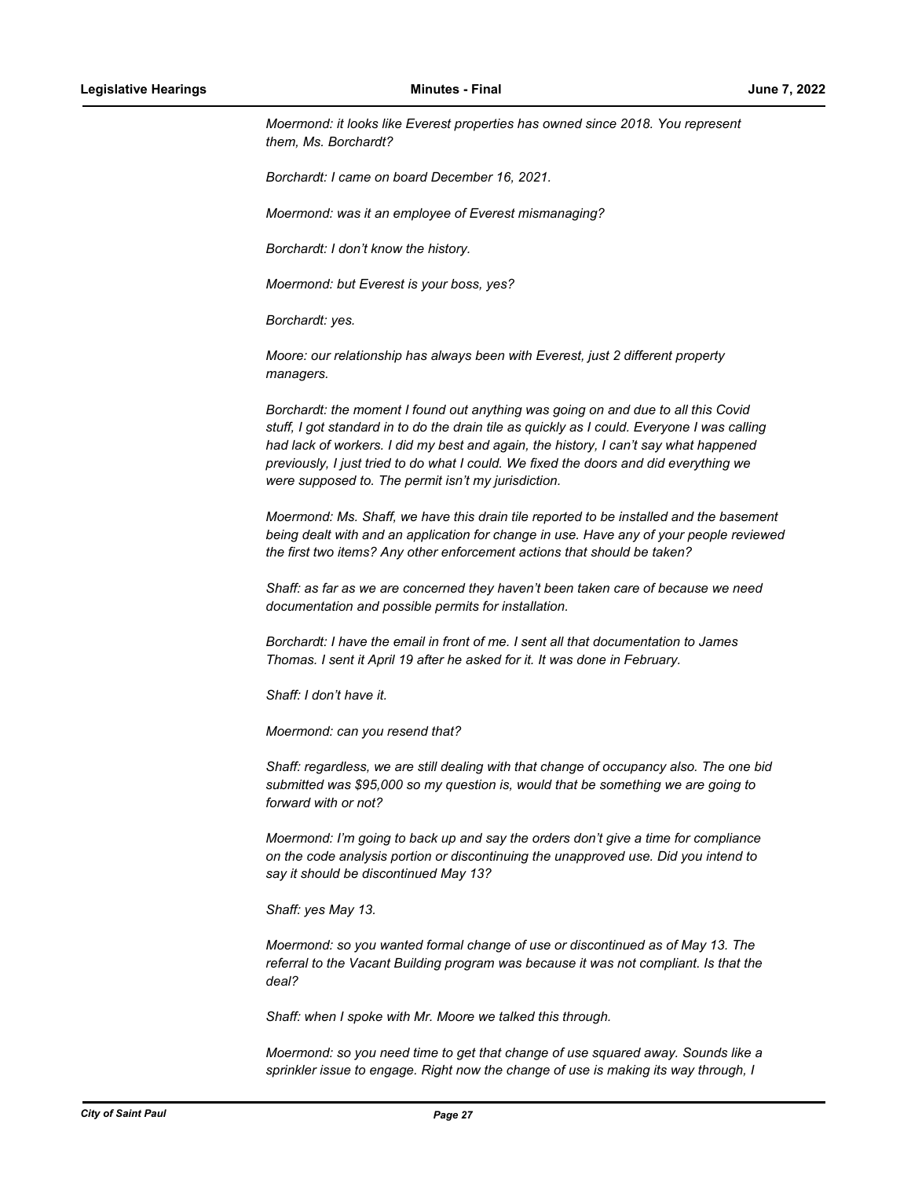*Moermond: it looks like Everest properties has owned since 2018. You represent them, Ms. Borchardt?*

*Borchardt: I came on board December 16, 2021.*

*Moermond: was it an employee of Everest mismanaging?*

*Borchardt: I don't know the history.*

*Moermond: but Everest is your boss, yes?*

*Borchardt: yes.*

*Moore: our relationship has always been with Everest, just 2 different property managers.*

*Borchardt: the moment I found out anything was going on and due to all this Covid stuff, I got standard in to do the drain tile as quickly as I could. Everyone I was calling had lack of workers. I did my best and again, the history, I can't say what happened previously, I just tried to do what I could. We fixed the doors and did everything we were supposed to. The permit isn't my jurisdiction.*

*Moermond: Ms. Shaff, we have this drain tile reported to be installed and the basement being dealt with and an application for change in use. Have any of your people reviewed the first two items? Any other enforcement actions that should be taken?*

*Shaff: as far as we are concerned they haven't been taken care of because we need documentation and possible permits for installation.*

*Borchardt: I have the email in front of me. I sent all that documentation to James Thomas. I sent it April 19 after he asked for it. It was done in February.*

*Shaff: I don't have it.*

*Moermond: can you resend that?*

*Shaff: regardless, we are still dealing with that change of occupancy also. The one bid submitted was $95,000 so my question is, would that be something we are going to forward with or not?*

*Moermond: I'm going to back up and say the orders don't give a time for compliance on the code analysis portion or discontinuing the unapproved use. Did you intend to say it should be discontinued May 13?*

*Shaff: yes May 13.*

*Moermond: so you wanted formal change of use or discontinued as of May 13. The referral to the Vacant Building program was because it was not compliant. Is that the deal?*

*Shaff: when I spoke with Mr. Moore we talked this through.*

*Moermond: so you need time to get that change of use squared away. Sounds like a sprinkler issue to engage. Right now the change of use is making its way through, I*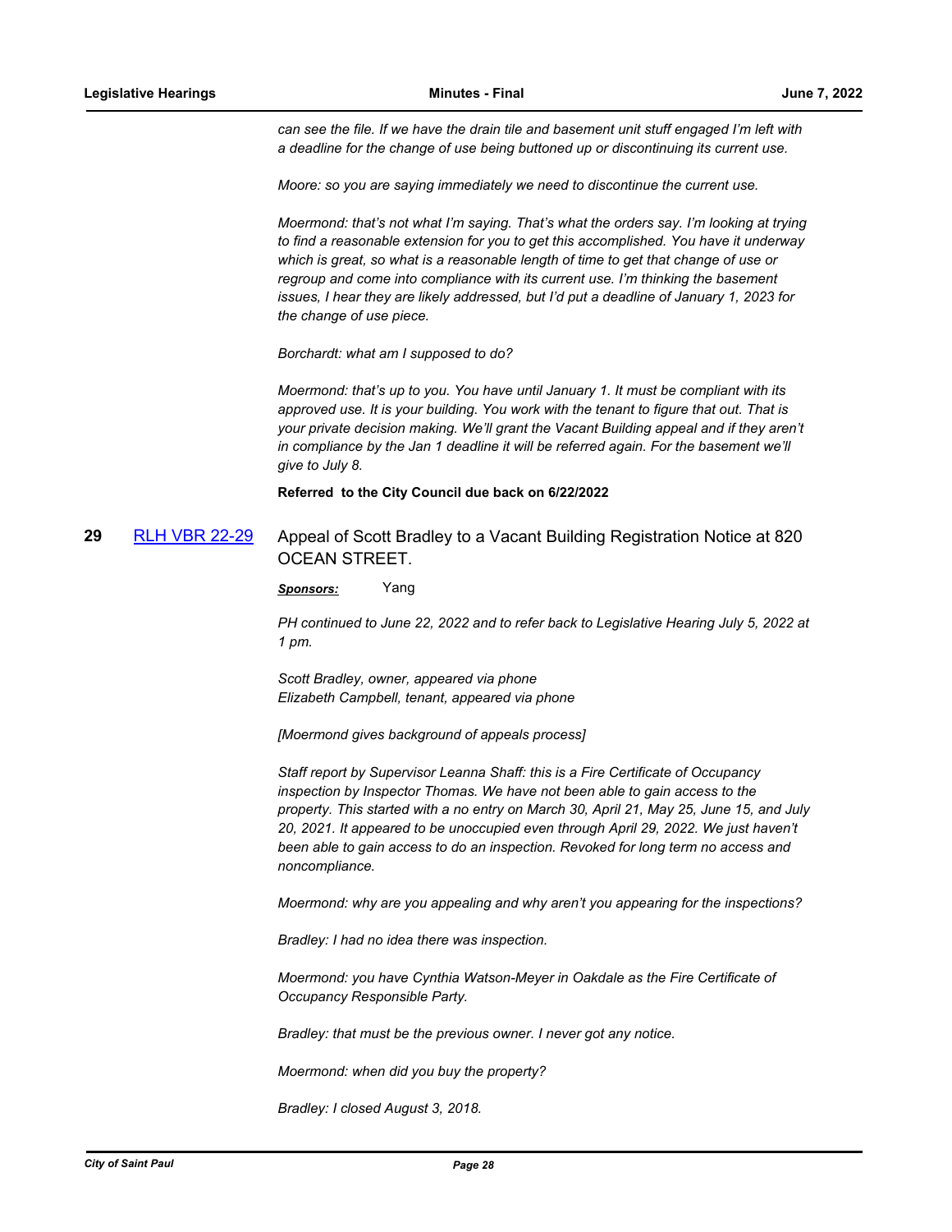*can see the file. If we have the drain tile and basement unit stuff engaged I'm left with a deadline for the change of use being buttoned up or discontinuing its current use.*

*Moore: so you are saying immediately we need to discontinue the current use.*

*Moermond: that's not what I'm saying. That's what the orders say. I'm looking at trying to find a reasonable extension for you to get this accomplished. You have it underway which is great, so what is a reasonable length of time to get that change of use or regroup and come into compliance with its current use. I'm thinking the basement issues, I hear they are likely addressed, but I'd put a deadline of January 1, 2023 for the change of use piece.*

*Borchardt: what am I supposed to do?*

*Moermond: that's up to you. You have until January 1. It must be compliant with its approved use. It is your building. You work with the tenant to figure that out. That is your private decision making. We'll grant the Vacant Building appeal and if they aren't in compliance by the Jan 1 deadline it will be referred again. For the basement we'll give to July 8.*

**Referred to the City Council due back on 6/22/2022**

**29** [RLH VBR 22-29](RLH VBR 22-29) Appeal of Scott Bradley to a Vacant Building Registration Notice at 820 OCEAN STREET.

***Sponsors:*** Yang

*PH continued to June 22, 2022 and to refer back to Legislative Hearing July 5, 2022 at 1 pm.*

*Scott Bradley, owner, appeared via phone*
*Elizabeth Campbell, tenant, appeared via phone*

*[Moermond gives background of appeals process]*

*Staff report by Supervisor Leanna Shaff: this is a Fire Certificate of Occupancy inspection by Inspector Thomas. We have not been able to gain access to the property. This started with a no entry on March 30, April 21, May 25, June 15, and July 20, 2021. It appeared to be unoccupied even through April 29, 2022. We just haven't been able to gain access to do an inspection. Revoked for long term no access and noncompliance.*

*Moermond: why are you appealing and why aren't you appearing for the inspections?*

*Bradley: I had no idea there was inspection.*

*Moermond: you have Cynthia Watson-Meyer in Oakdale as the Fire Certificate of Occupancy Responsible Party.*

*Bradley: that must be the previous owner. I never got any notice.*

*Moermond: when did you buy the property?*

*Bradley: I closed August 3, 2018.*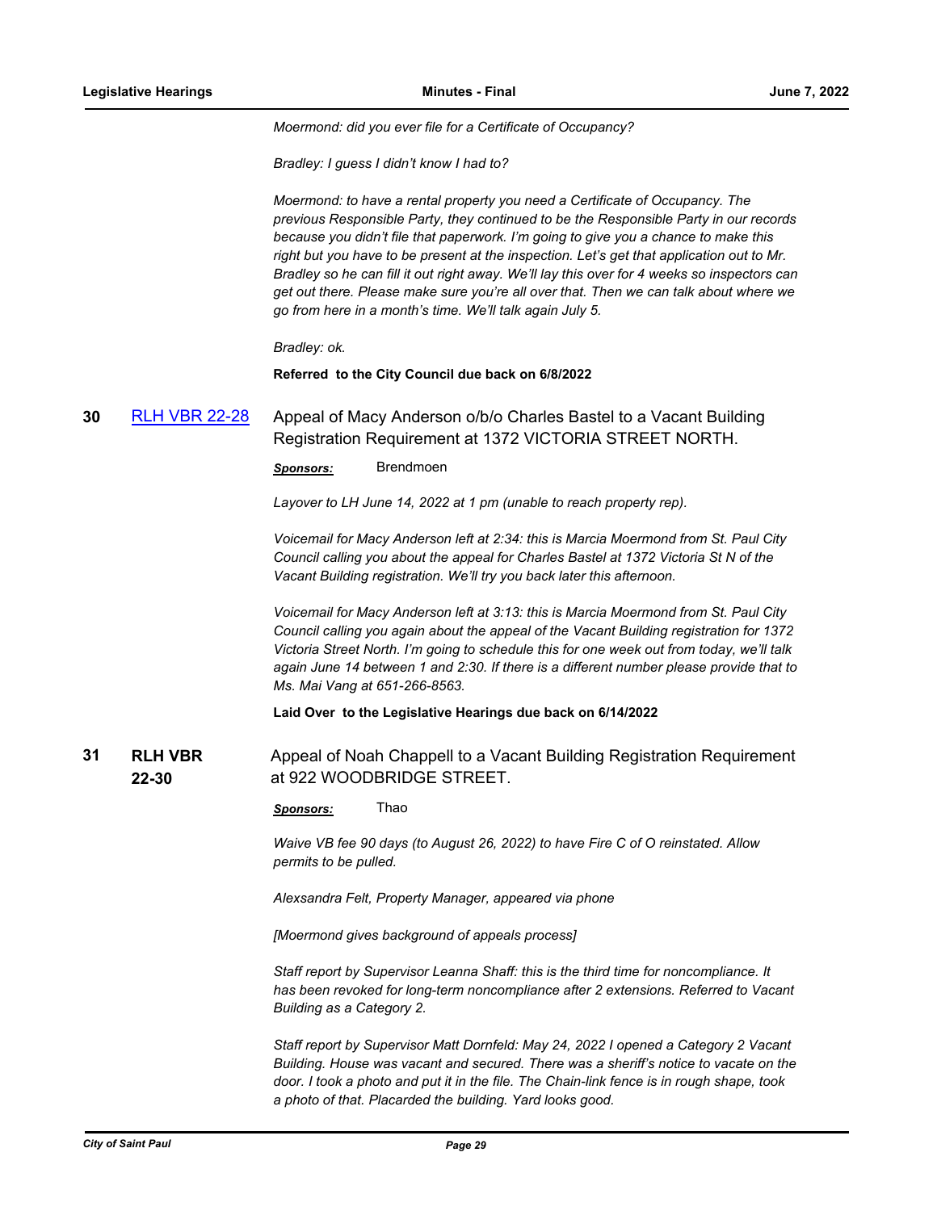*Moermond: did you ever file for a Certificate of Occupancy?*

*Bradley: I guess I didn't know I had to?*

*Moermond: to have a rental property you need a Certificate of Occupancy. The previous Responsible Party, they continued to be the Responsible Party in our records because you didn't file that paperwork. I'm going to give you a chance to make this right but you have to be present at the inspection. Let's get that application out to Mr. Bradley so he can fill it out right away. We'll lay this over for 4 weeks so inspectors can get out there. Please make sure you're all over that. Then we can talk about where we go from here in a month's time. We'll talk again July 5.*

*Bradley: ok.*

**Referred to the City Council due back on 6/8/2022**

**30** RLH VBR 22-28 — Appeal of Macy Anderson o/b/o Charles Bastel to a Vacant Building Registration Requirement at 1372 VICTORIA STREET NORTH.

***Sponsors:*** Brendmoen

*Layover to LH June 14, 2022 at 1 pm (unable to reach property rep).*

*Voicemail for Macy Anderson left at 2:34: this is Marcia Moermond from St. Paul City Council calling you about the appeal for Charles Bastel at 1372 Victoria St N of the Vacant Building registration. We'll try you back later this afternoon.*

*Voicemail for Macy Anderson left at 3:13: this is Marcia Moermond from St. Paul City Council calling you again about the appeal of the Vacant Building registration for 1372 Victoria Street North. I'm going to schedule this for one week out from today, we'll talk again June 14 between 1 and 2:30. If there is a different number please provide that to Ms. Mai Vang at 651-266-8563.*

**Laid Over to the Legislative Hearings due back on 6/14/2022**

**31** **RLH VBR 22-30** — Appeal of Noah Chappell to a Vacant Building Registration Requirement at 922 WOODBRIDGE STREET.

***Sponsors:*** Thao

*Waive VB fee 90 days (to August 26, 2022) to have Fire C of O reinstated. Allow permits to be pulled.*

*Alexsandra Felt, Property Manager, appeared via phone*

*[Moermond gives background of appeals process]*

*Staff report by Supervisor Leanna Shaff: this is the third time for noncompliance. It has been revoked for long-term noncompliance after 2 extensions. Referred to Vacant Building as a Category 2.*

*Staff report by Supervisor Matt Dornfeld: May 24, 2022 I opened a Category 2 Vacant Building. House was vacant and secured. There was a sheriff's notice to vacate on the door. I took a photo and put it in the file. The Chain-link fence is in rough shape, took a photo of that. Placarded the building. Yard looks good.*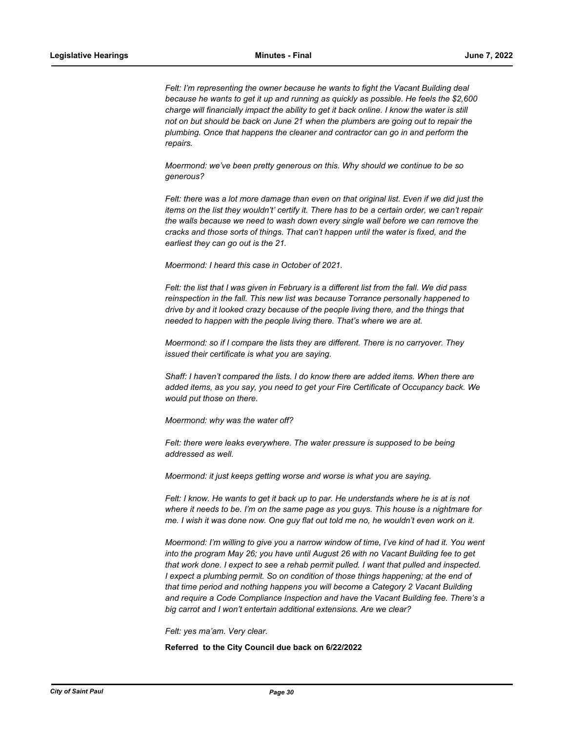*Felt: I'm representing the owner because he wants to fight the Vacant Building deal because he wants to get it up and running as quickly as possible. He feels the $2,600 charge will financially impact the ability to get it back online. I know the water is still not on but should be back on June 21 when the plumbers are going out to repair the plumbing. Once that happens the cleaner and contractor can go in and perform the repairs.*

*Moermond: we've been pretty generous on this. Why should we continue to be so generous?*

*Felt: there was a lot more damage than even on that original list. Even if we did just the items on the list they wouldn't' certify it. There has to be a certain order, we can't repair the walls because we need to wash down every single wall before we can remove the cracks and those sorts of things. That can't happen until the water is fixed, and the earliest they can go out is the 21.*

*Moermond: I heard this case in October of 2021.*

*Felt: the list that I was given in February is a different list from the fall. We did pass reinspection in the fall. This new list was because Torrance personally happened to drive by and it looked crazy because of the people living there, and the things that needed to happen with the people living there. That's where we are at.*

*Moermond: so if I compare the lists they are different. There is no carryover. They issued their certificate is what you are saying.*

*Shaff: I haven't compared the lists. I do know there are added items. When there are added items, as you say, you need to get your Fire Certificate of Occupancy back. We would put those on there.*

*Moermond: why was the water off?*

*Felt: there were leaks everywhere. The water pressure is supposed to be being addressed as well.*

*Moermond: it just keeps getting worse and worse is what you are saying.*

*Felt: I know. He wants to get it back up to par. He understands where he is at is not where it needs to be. I'm on the same page as you guys. This house is a nightmare for me. I wish it was done now. One guy flat out told me no, he wouldn't even work on it.*

*Moermond: I'm willing to give you a narrow window of time, I've kind of had it. You went into the program May 26; you have until August 26 with no Vacant Building fee to get that work done. I expect to see a rehab permit pulled. I want that pulled and inspected. I expect a plumbing permit. So on condition of those things happening; at the end of that time period and nothing happens you will become a Category 2 Vacant Building and require a Code Compliance Inspection and have the Vacant Building fee. There's a big carrot and I won't entertain additional extensions. Are we clear?*

*Felt: yes ma'am. Very clear.*

**Referred to the City Council due back on 6/22/2022**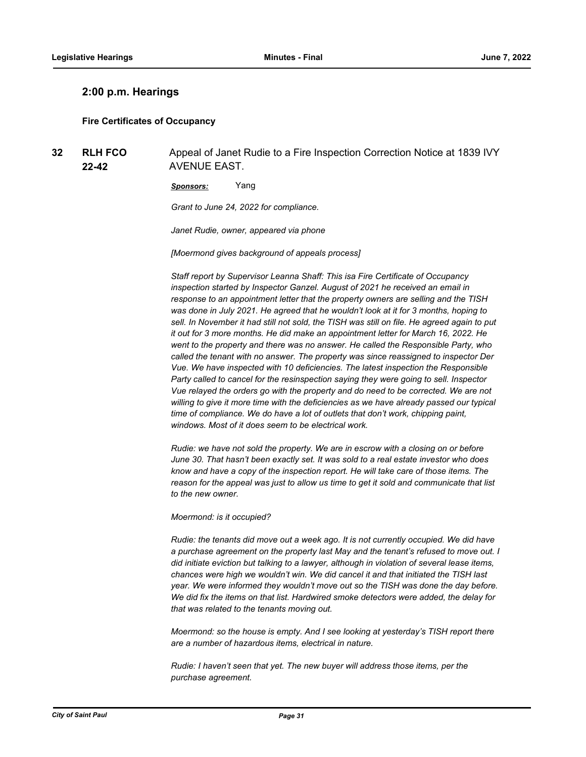## 2:00 p.m. Hearings

### Fire Certificates of Occupancy

**32** **RLH FCO 22-42** Appeal of Janet Rudie to a Fire Inspection Correction Notice at 1839 IVY AVENUE EAST.

***Sponsors:*** Yang

*Grant to June 24, 2022 for compliance.*

*Janet Rudie, owner, appeared via phone*

*[Moermond gives background of appeals process]*

*Staff report by Supervisor Leanna Shaff: This isa Fire Certificate of Occupancy inspection started by Inspector Ganzel. August of 2021 he received an email in response to an appointment letter that the property owners are selling and the TISH was done in July 2021. He agreed that he wouldn't look at it for 3 months, hoping to sell. In November it had still not sold, the TISH was still on file. He agreed again to put it out for 3 more months. He did make an appointment letter for March 16, 2022. He went to the property and there was no answer. He called the Responsible Party, who called the tenant with no answer. The property was since reassigned to inspector Der Vue. We have inspected with 10 deficiencies. The latest inspection the Responsible Party called to cancel for the resinspection saying they were going to sell. Inspector Vue relayed the orders go with the property and do need to be corrected. We are not willing to give it more time with the deficiencies as we have already passed our typical time of compliance. We do have a lot of outlets that don't work, chipping paint, windows. Most of it does seem to be electrical work.*

*Rudie: we have not sold the property. We are in escrow with a closing on or before June 30. That hasn't been exactly set. It was sold to a real estate investor who does know and have a copy of the inspection report. He will take care of those items. The reason for the appeal was just to allow us time to get it sold and communicate that list to the new owner.*

*Moermond: is it occupied?*

*Rudie: the tenants did move out a week ago. It is not currently occupied. We did have a purchase agreement on the property last May and the tenant's refused to move out. I did initiate eviction but talking to a lawyer, although in violation of several lease items, chances were high we wouldn't win. We did cancel it and that initiated the TISH last year. We were informed they wouldn't move out so the TISH was done the day before. We did fix the items on that list. Hardwired smoke detectors were added, the delay for that was related to the tenants moving out.*

*Moermond: so the house is empty. And I see looking at yesterday's TISH report there are a number of hazardous items, electrical in nature.*

*Rudie: I haven't seen that yet. The new buyer will address those items, per the purchase agreement.*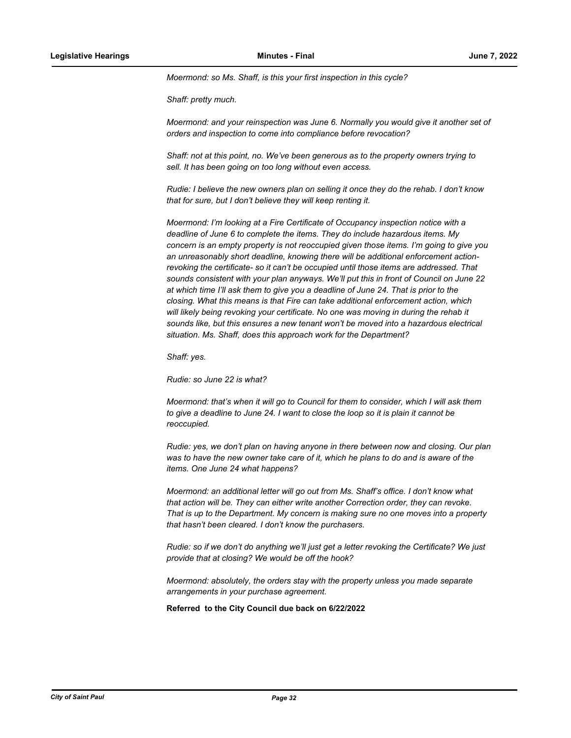*Moermond: so Ms. Shaff, is this your first inspection in this cycle?*

*Shaff: pretty much.*

*Moermond: and your reinspection was June 6. Normally you would give it another set of orders and inspection to come into compliance before revocation?*

*Shaff: not at this point, no. We've been generous as to the property owners trying to sell. It has been going on too long without even access.*

*Rudie: I believe the new owners plan on selling it once they do the rehab. I don't know that for sure, but I don't believe they will keep renting it.*

*Moermond: I'm looking at a Fire Certificate of Occupancy inspection notice with a deadline of June 6 to complete the items. They do include hazardous items. My concern is an empty property is not reoccupied given those items. I'm going to give you an unreasonably short deadline, knowing there will be additional enforcement action- revoking the certificate- so it can't be occupied until those items are addressed. That sounds consistent with your plan anyways. We'll put this in front of Council on June 22 at which time I'll ask them to give you a deadline of June 24. That is prior to the closing. What this means is that Fire can take additional enforcement action, which will likely being revoking your certificate. No one was moving in during the rehab it sounds like, but this ensures a new tenant won't be moved into a hazardous electrical situation. Ms. Shaff, does this approach work for the Department?*

*Shaff: yes.*

*Rudie: so June 22 is what?*

*Moermond: that's when it will go to Council for them to consider, which I will ask them to give a deadline to June 24. I want to close the loop so it is plain it cannot be reoccupied.*

*Rudie: yes, we don't plan on having anyone in there between now and closing. Our plan was to have the new owner take care of it, which he plans to do and is aware of the items. One June 24 what happens?*

*Moermond: an additional letter will go out from Ms. Shaff's office. I don't know what that action will be. They can either write another Correction order, they can revoke. That is up to the Department. My concern is making sure no one moves into a property that hasn't been cleared. I don't know the purchasers.*

*Rudie: so if we don't do anything we'll just get a letter revoking the Certificate? We just provide that at closing? We would be off the hook?*

*Moermond: absolutely, the orders stay with the property unless you made separate arrangements in your purchase agreement.*

**Referred to the City Council due back on 6/22/2022**